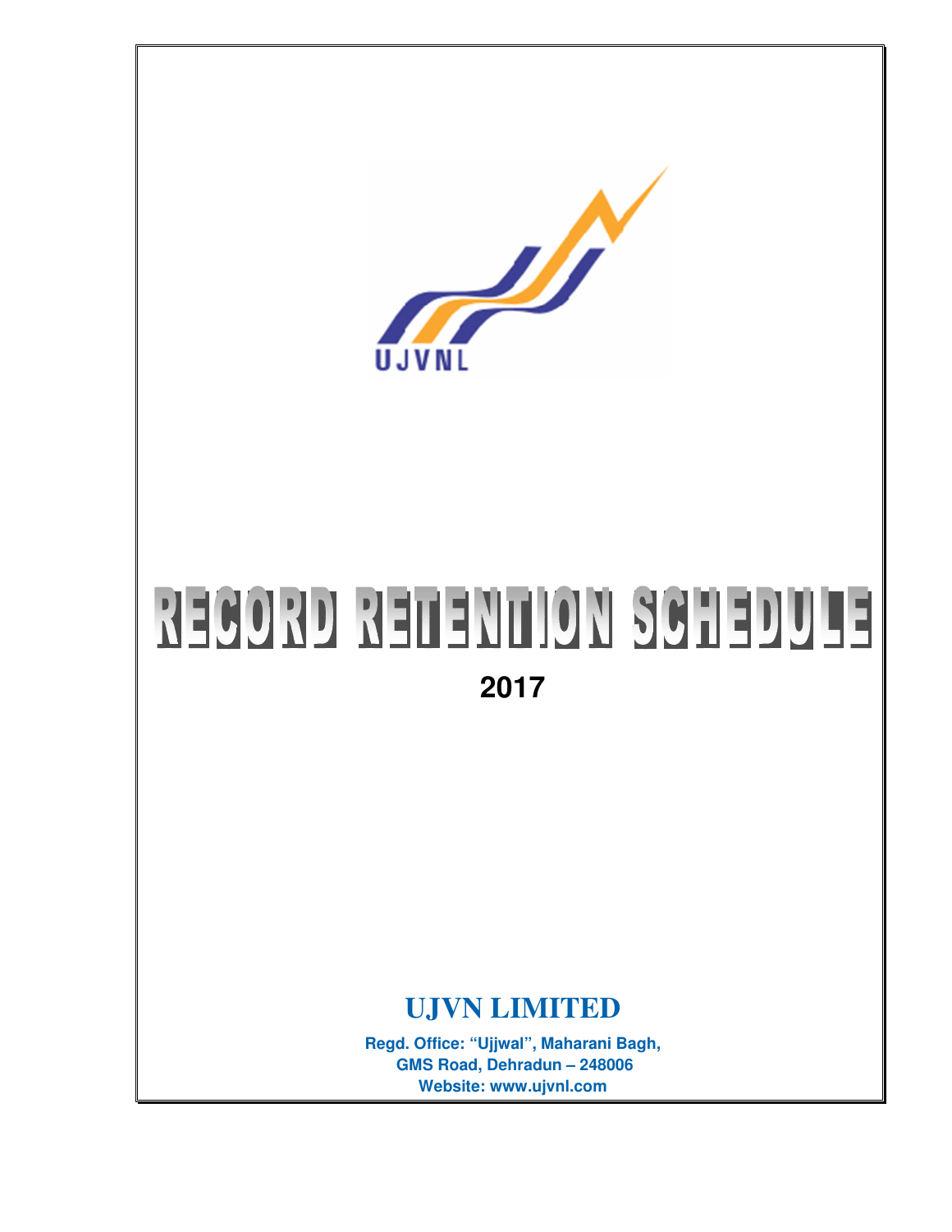UJVNL

# RECORD RETENTION SCHEDULE

**2017**

## UJVN LIMITED

**Regd. Office: "Ujjwal", Maharani Bagh,**
**GMS Road, Dehradun – 248006**
**Website: www.ujvnl.com**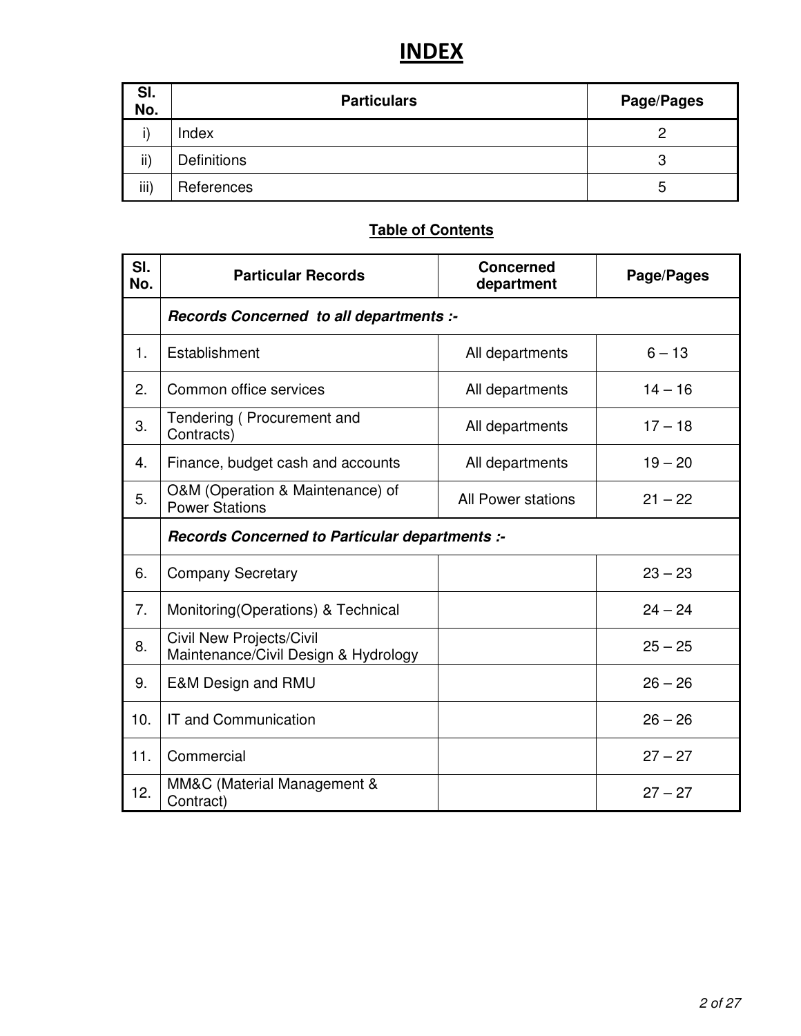# INDEX

| Sl. No. | Particulars | Page/Pages |
|---|---|---|
| i) | Index | 2 |
| ii) | Definitions | 3 |
| iii) | References | 5 |

**Table of Contents**

| Sl. No. | Particular Records | Concerned department | Page/Pages |
|---|---|---|---|
| | ***Records Concerned to all departments :-*** | | |
| 1. | Establishment | All departments | 6 – 13 |
| 2. | Common office services | All departments | 14 – 16 |
| 3. | Tendering ( Procurement and Contracts) | All departments | 17 – 18 |
| 4. | Finance, budget cash and accounts | All departments | 19 – 20 |
| 5. | O&M (Operation & Maintenance) of Power Stations | All Power stations | 21 – 22 |
| | ***Records Concerned to Particular departments :-*** | | |
| 6. | Company Secretary | | 23 – 23 |
| 7. | Monitoring(Operations) & Technical | | 24 – 24 |
| 8. | Civil New Projects/Civil Maintenance/Civil Design & Hydrology | | 25 – 25 |
| 9. | E&M Design and RMU | | 26 – 26 |
| 10. | IT and Communication | | 26 – 26 |
| 11. | Commercial | | 27 – 27 |
| 12. | MM&C (Material Management & Contract) | | 27 – 27 |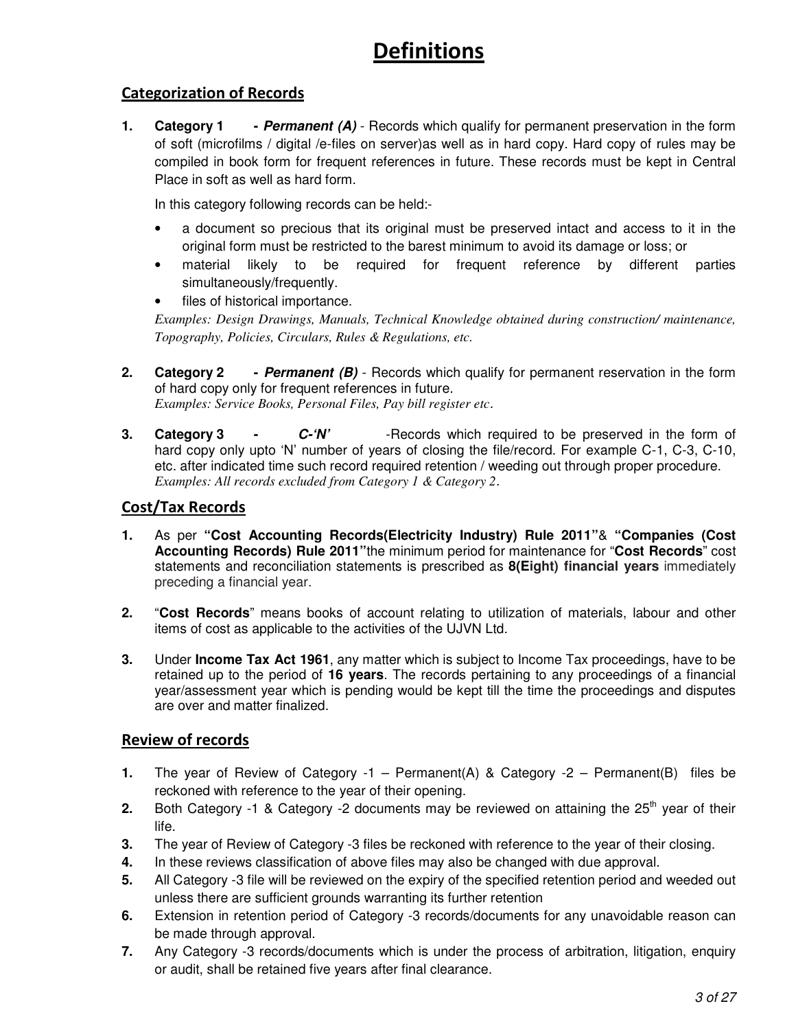# Definitions

## Categorization of Records

1. **Category 1 - *Permanent (A)*** - Records which qualify for permanent preservation in the form of soft (microfilms / digital /e-files on server)as well as in hard copy. Hard copy of rules may be compiled in book form for frequent references in future. These records must be kept in Central Place in soft as well as hard form.

   In this category following records can be held:-

   - a document so precious that its original must be preserved intact and access to it in the original form must be restricted to the barest minimum to avoid its damage or loss; or
   - material likely to be required for frequent reference by different parties simultaneously/frequently.
   - files of historical importance.

   *Examples: Design Drawings, Manuals, Technical Knowledge obtained during construction/ maintenance, Topography, Policies, Circulars, Rules & Regulations, etc.*

2. **Category 2 - *Permanent (B)*** - Records which qualify for permanent reservation in the form of hard copy only for frequent references in future.
   *Examples: Service Books, Personal Files, Pay bill register etc.*

3. **Category 3 - *C-'N'*** -Records which required to be preserved in the form of hard copy only upto 'N' number of years of closing the file/record. For example C-1, C-3, C-10, etc. after indicated time such record required retention / weeding out through proper procedure.
   *Examples: All records excluded from Category 1 & Category 2.*

## Cost/Tax Records

1. As per **"Cost Accounting Records(Electricity Industry) Rule 2011"**& **"Companies (Cost Accounting Records) Rule 2011"**the minimum period for maintenance for "**Cost Records**" cost statements and reconciliation statements is prescribed as **8(Eight) financial years** immediately preceding a financial year.

2. "**Cost Records**" means books of account relating to utilization of materials, labour and other items of cost as applicable to the activities of the UJVN Ltd.

3. Under **Income Tax Act 1961**, any matter which is subject to Income Tax proceedings, have to be retained up to the period of **16 years**. The records pertaining to any proceedings of a financial year/assessment year which is pending would be kept till the time the proceedings and disputes are over and matter finalized.

## Review of records

1. The year of Review of Category -1 – Permanent(A) & Category -2 – Permanent(B) files be reckoned with reference to the year of their opening.
2. Both Category -1 & Category -2 documents may be reviewed on attaining the 25th year of their life.
3. The year of Review of Category -3 files be reckoned with reference to the year of their closing.
4. In these reviews classification of above files may also be changed with due approval.
5. All Category -3 file will be reviewed on the expiry of the specified retention period and weeded out unless there are sufficient grounds warranting its further retention
6. Extension in retention period of Category -3 records/documents for any unavoidable reason can be made through approval.
7. Any Category -3 records/documents which is under the process of arbitration, litigation, enquiry or audit, shall be retained five years after final clearance.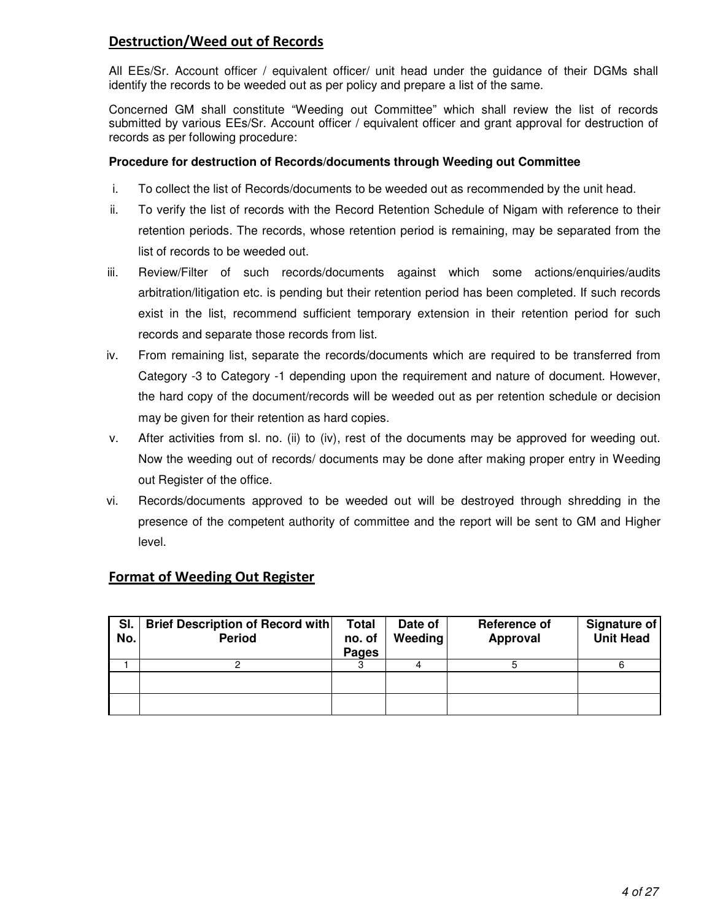## Destruction/Weed out of Records

All EEs/Sr. Account officer / equivalent officer/ unit head under the guidance of their DGMs shall identify the records to be weeded out as per policy and prepare a list of the same.

Concerned GM shall constitute “Weeding out Committee” which shall review the list of records submitted by various EEs/Sr. Account officer / equivalent officer and grant approval for destruction of records as per following procedure:

**Procedure for destruction of Records/documents through Weeding out Committee**

i. To collect the list of Records/documents to be weeded out as recommended by the unit head.

ii. To verify the list of records with the Record Retention Schedule of Nigam with reference to their retention periods. The records, whose retention period is remaining, may be separated from the list of records to be weeded out.

iii. Review/Filter of such records/documents against which some actions/enquiries/audits arbitration/litigation etc. is pending but their retention period has been completed. If such records exist in the list, recommend sufficient temporary extension in their retention period for such records and separate those records from list.

iv. From remaining list, separate the records/documents which are required to be transferred from Category -3 to Category -1 depending upon the requirement and nature of document. However, the hard copy of the document/records will be weeded out as per retention schedule or decision may be given for their retention as hard copies.

v. After activities from sl. no. (ii) to (iv), rest of the documents may be approved for weeding out. Now the weeding out of records/ documents may be done after making proper entry in Weeding out Register of the office.

vi. Records/documents approved to be weeded out will be destroyed through shredding in the presence of the competent authority of committee and the report will be sent to GM and Higher level.

## Format of Weeding Out Register

| Sl. No. | Brief Description of Record with Period | Total no. of Pages | Date of Weeding | Reference of Approval | Signature of Unit Head |
|---|---|---|---|---|---|
| 1 | 2 | 3 | 4 | 5 | 6 |
| | | | | | |
| | | | | | |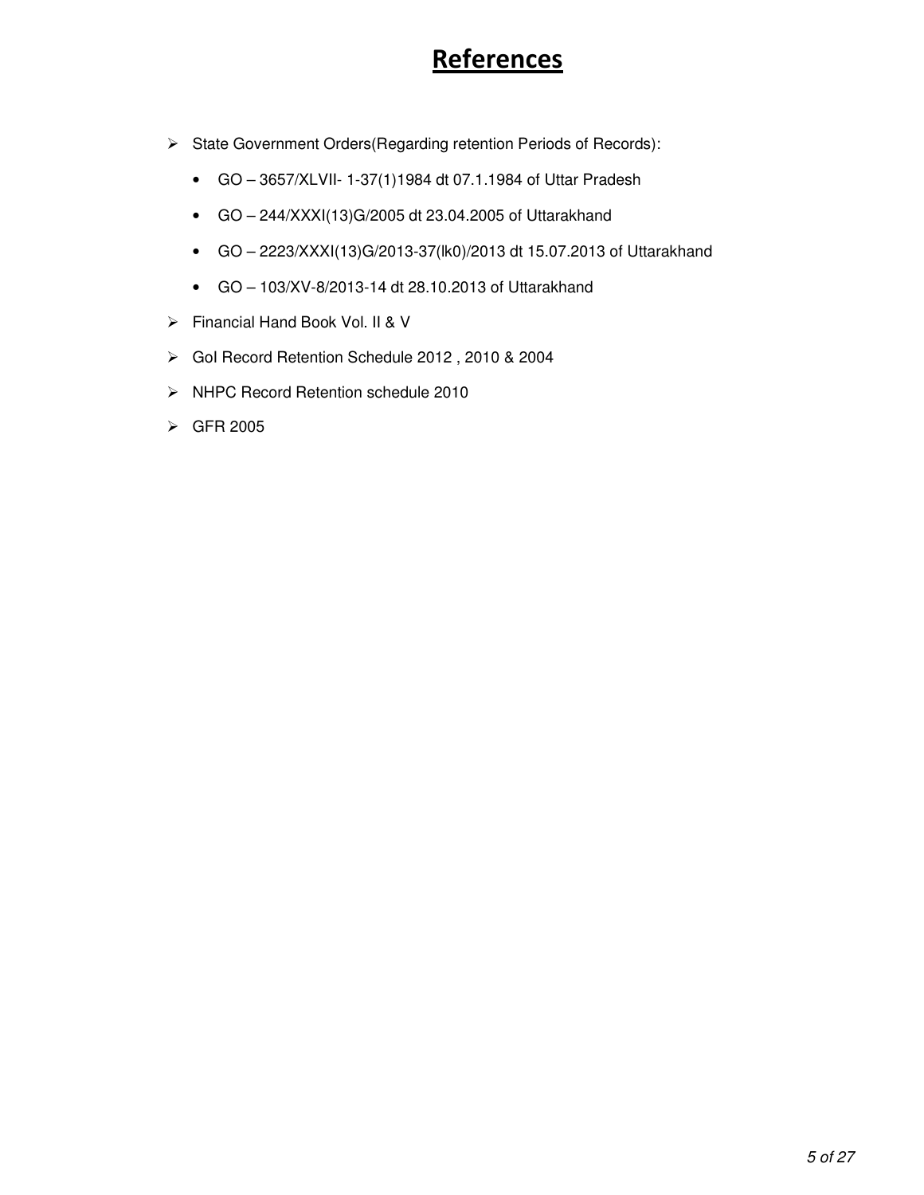# References

- State Government Orders(Regarding retention Periods of Records):
  - GO – 3657/XLVII- 1-37(1)1984 dt 07.1.1984 of Uttar Pradesh
  - GO – 244/XXXI(13)G/2005 dt 23.04.2005 of Uttarakhand
  - GO – 2223/XXXI(13)G/2013-37(lk0)/2013 dt 15.07.2013 of Uttarakhand
  - GO – 103/XV-8/2013-14 dt 28.10.2013 of Uttarakhand
- Financial Hand Book Vol. II & V
- GoI Record Retention Schedule 2012 , 2010 & 2004
- NHPC Record Retention schedule 2010
- GFR 2005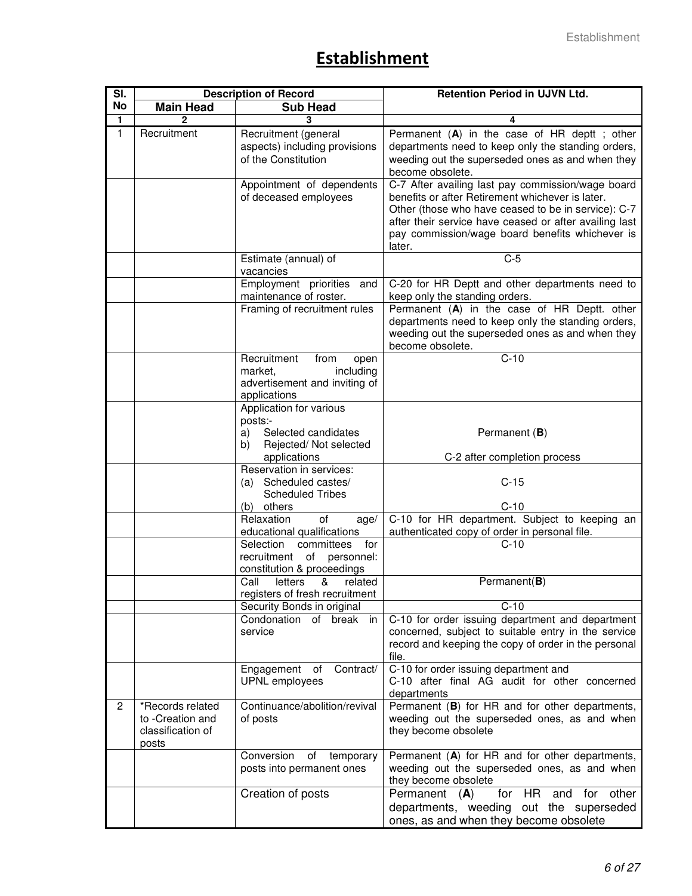# Establishment

| Sl. No | Description of Record | | Retention Period in UJVN Ltd. |
|---|---|---|---|
| | **Main Head** | **Sub Head** | |
| 1 | 2 | 3 | 4 |
| 1 | Recruitment | Recruitment (general aspects) including provisions of the Constitution | Permanent (**A**) in the case of HR deptt ; other departments need to keep only the standing orders, weeding out the superseded ones as and when they become obsolete. |
| | | Appointment of dependents of deceased employees | C-7 After availing last pay commission/wage board benefits or after Retirement whichever is later. Other (those who have ceased to be in service): C-7 after their service have ceased or after availing last pay commission/wage board benefits whichever is later. |
| | | Estimate (annual) of vacancies | C-5 |
| | | Employment priorities and maintenance of roster. | C-20 for HR Deptt and other departments need to keep only the standing orders. |
| | | Framing of recruitment rules | Permanent (**A**) in the case of HR Deptt. other departments need to keep only the standing orders, weeding out the superseded ones as and when they become obsolete. |
| | | Recruitment from open market, including advertisement and inviting of applications | C-10 |
| | | Application for various posts:-<br>a) Selected candidates<br>b) Rejected/ Not selected applications | <br><br>Permanent (**B**)<br><br>C-2 after completion process |
| | | Reservation in services:<br>(a) Scheduled castes/ Scheduled Tribes<br>(b) others | <br>C-15<br><br>C-10 |
| | | Relaxation of age/ educational qualifications | C-10 for HR department. Subject to keeping an authenticated copy of order in personal file. |
| | | Selection committees for recruitment of personnel: constitution & proceedings | C-10 |
| | | Call letters & related registers of fresh recruitment | Permanent(**B**) |
| | | Security Bonds in original | C-10 |
| | | Condonation of break in service | C-10 for order issuing department and department concerned, subject to suitable entry in the service record and keeping the copy of order in the personal file. |
| | | Engagement of Contract/ UPNL employees | C-10 for order issuing department and<br>C-10 after final AG audit for other concerned departments |
| 2 | *Records related to -Creation and classification of posts | Continuance/abolition/revival of posts | Permanent (**B**) for HR and for other departments, weeding out the superseded ones, as and when they become obsolete |
| | | Conversion of temporary posts into permanent ones | Permanent (**A**) for HR and for other departments, weeding out the superseded ones, as and when they become obsolete |
| | | Creation of posts | Permanent (**A**) for HR and for other departments, weeding out the superseded ones, as and when they become obsolete |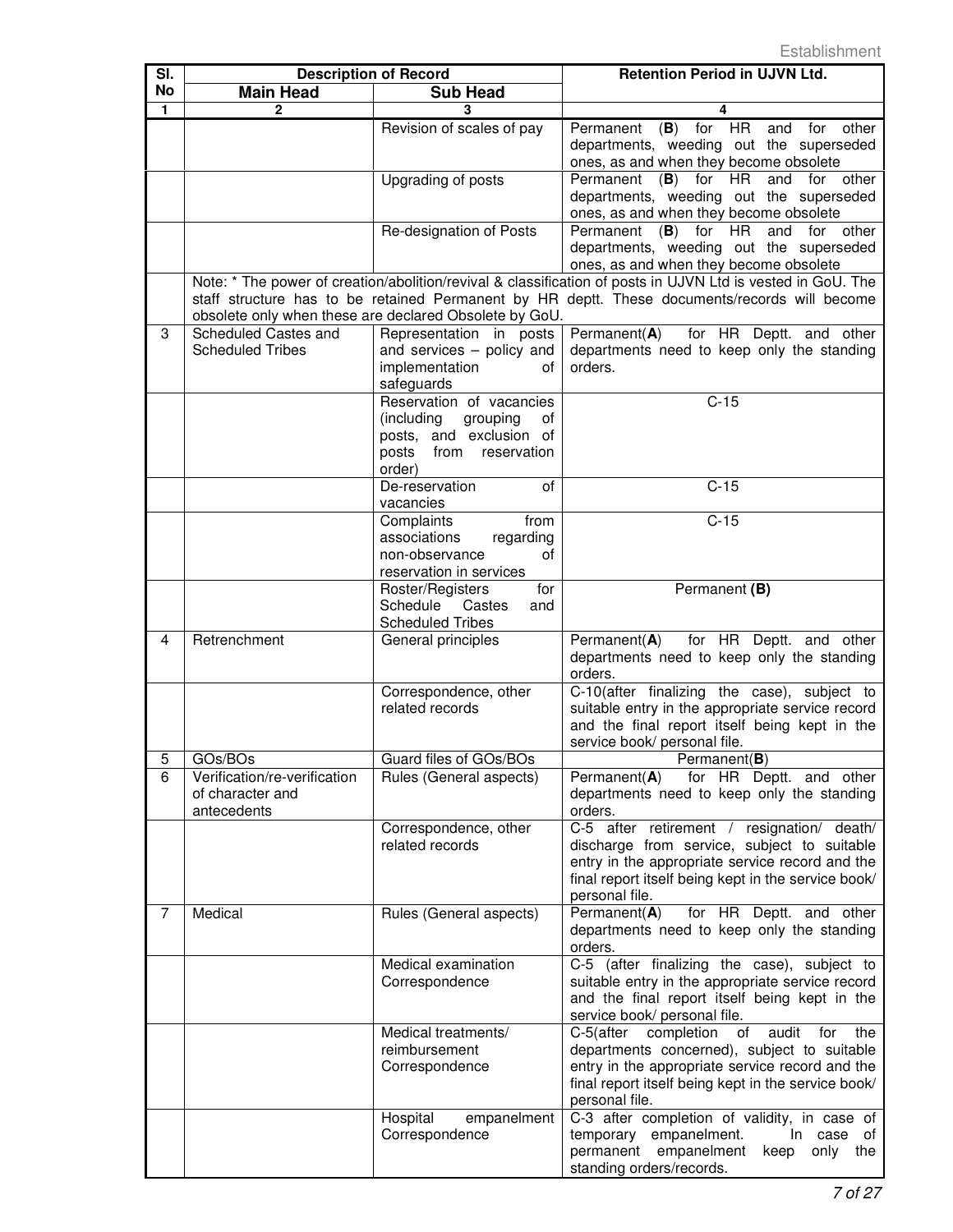| Sl. No | Description of Record | | Retention Period in UJVN Ltd. |
|---|---|---|---|
| | **Main Head** | **Sub Head** | |
| 1 | 2 | 3 | 4 |
| | | Revision of scales of pay | Permanent (**B**) for HR and for other departments, weeding out the superseded ones, as and when they become obsolete |
| | | Upgrading of posts | Permanent (**B**) for HR and for other departments, weeding out the superseded ones, as and when they become obsolete |
| | | Re-designation of Posts | Permanent (**B**) for HR and for other departments, weeding out the superseded ones, as and when they become obsolete |
| | Note: * The power of creation/abolition/revival & classification of posts in UJVN Ltd is vested in GoU. The staff structure has to be retained Permanent by HR deptt. These documents/records will become obsolete only when these are declared Obsolete by GoU. | | |
| 3 | Scheduled Castes and Scheduled Tribes | Representation in posts and services – policy and implementation of safeguards | Permanent(**A**) for HR Deptt. and other departments need to keep only the standing orders. |
| | | Reservation of vacancies (including grouping of posts, and exclusion of posts from reservation order) | C-15 |
| | | De-reservation of vacancies | C-15 |
| | | Complaints from associations regarding non-observance of reservation in services | C-15 |
| | | Roster/Registers for Schedule Castes and Scheduled Tribes | Permanent **(B)** |
| 4 | Retrenchment | General principles | Permanent(**A**) for HR Deptt. and other departments need to keep only the standing orders. |
| | | Correspondence, other related records | C-10(after finalizing the case), subject to suitable entry in the appropriate service record and the final report itself being kept in the service book/ personal file. |
| 5 | GOs/BOs | Guard files of GOs/BOs | Permanent(**B**) |
| 6 | Verification/re-verification of character and antecedents | Rules (General aspects) | Permanent(**A**) for HR Deptt. and other departments need to keep only the standing orders. |
| | | Correspondence, other related records | C-5 after retirement / resignation/ death/ discharge from service, subject to suitable entry in the appropriate service record and the final report itself being kept in the service book/ personal file. |
| 7 | Medical | Rules (General aspects) | Permanent(**A**) for HR Deptt. and other departments need to keep only the standing orders. |
| | | Medical examination Correspondence | C-5 (after finalizing the case), subject to suitable entry in the appropriate service record and the final report itself being kept in the service book/ personal file. |
| | | Medical treatments/ reimbursement Correspondence | C-5(after completion of audit for the departments concerned), subject to suitable entry in the appropriate service record and the final report itself being kept in the service book/ personal file. |
| | | Hospital empanelment Correspondence | C-3 after completion of validity, in case of temporary empanelment. In case of permanent empanelment keep only the standing orders/records. |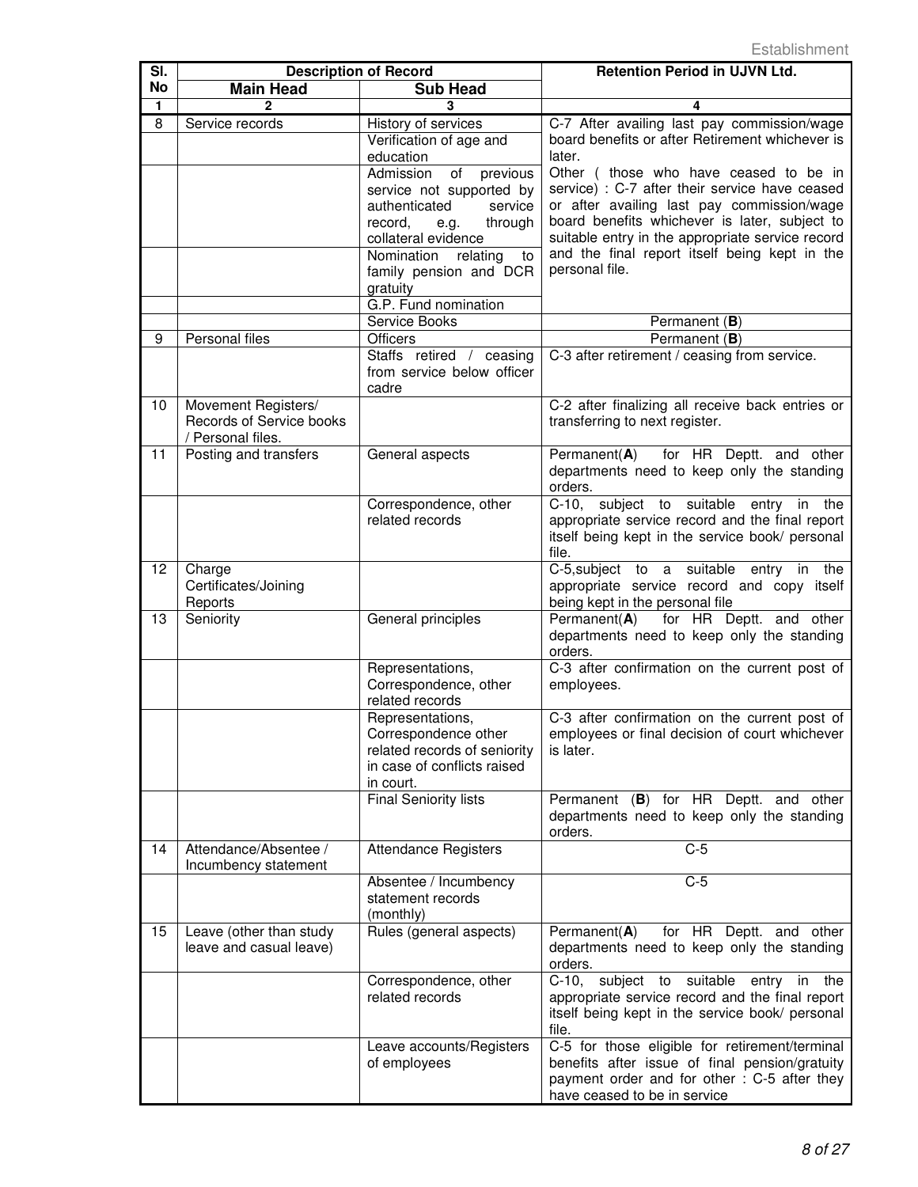| Sl. No | Description of Record | | Retention Period in UJVN Ltd. |
|---|---|---|---|
| | Main Head | Sub Head | |
| 1 | 2 | 3 | 4 |
| 8 | Service records | History of services | C-7 After availing last pay commission/wage board benefits or after Retirement whichever is later. Other ( those who have ceased to be in service) : C-7 after their service have ceased or after availing last pay commission/wage board benefits whichever is later, subject to suitable entry in the appropriate service record and the final report itself being kept in the personal file. |
| | | Verification of age and education | |
| | | Admission of previous service not supported by authenticated service record, e.g. through collateral evidence | |
| | | Nomination relating to family pension and DCR gratuity | |
| | | G.P. Fund nomination | |
| | | Service Books | Permanent (**B**) |
| 9 | Personal files | Officers | Permanent (**B**) |
| | | Staffs retired / ceasing from service below officer cadre | C-3 after retirement / ceasing from service. |
| 10 | Movement Registers/ Records of Service books / Personal files. | | C-2 after finalizing all receive back entries or transferring to next register. |
| 11 | Posting and transfers | General aspects | Permanent(**A**) for HR Deptt. and other departments need to keep only the standing orders. |
| | | Correspondence, other related records | C-10, subject to suitable entry in the appropriate service record and the final report itself being kept in the service book/ personal file. |
| 12 | Charge Certificates/Joining Reports | | C-5,subject to a suitable entry in the appropriate service record and copy itself being kept in the personal file |
| 13 | Seniority | General principles | Permanent(**A**) for HR Deptt. and other departments need to keep only the standing orders. |
| | | Representations, Correspondence, other related records | C-3 after confirmation on the current post of employees. |
| | | Representations, Correspondence other related records of seniority in case of conflicts raised in court. | C-3 after confirmation on the current post of employees or final decision of court whichever is later. |
| | | Final Seniority lists | Permanent (**B**) for HR Deptt. and other departments need to keep only the standing orders. |
| 14 | Attendance/Absentee / Incumbency statement | Attendance Registers | C-5 |
| | | Absentee / Incumbency statement records (monthly) | C-5 |
| 15 | Leave (other than study leave and casual leave) | Rules (general aspects) | Permanent(**A**) for HR Deptt. and other departments need to keep only the standing orders. |
| | | Correspondence, other related records | C-10, subject to suitable entry in the appropriate service record and the final report itself being kept in the service book/ personal file. |
| | | Leave accounts/Registers of employees | C-5 for those eligible for retirement/terminal benefits after issue of final pension/gratuity payment order and for other : C-5 after they have ceased to be in service |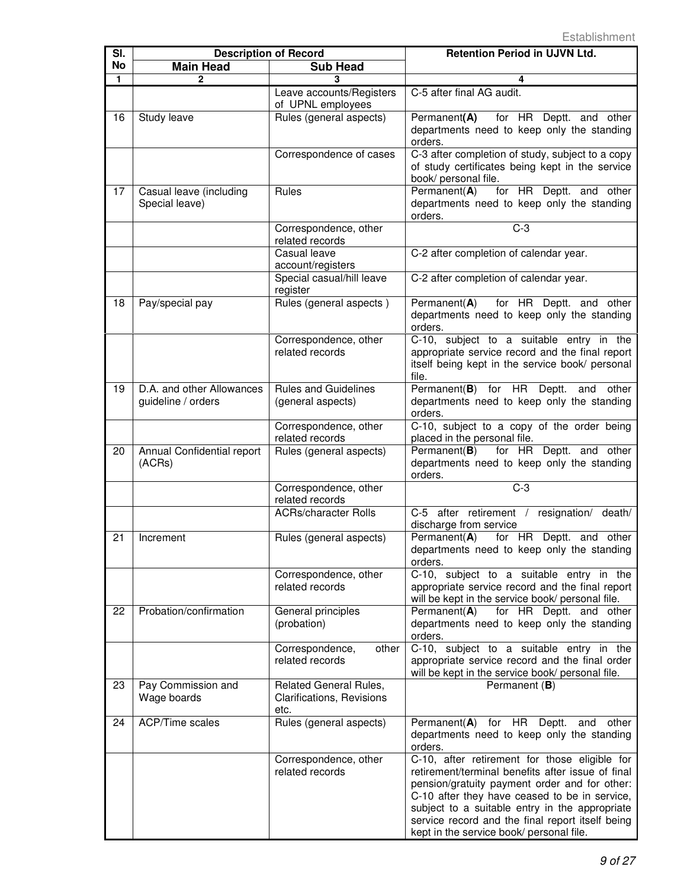| Sl. No | Description of Record | | Retention Period in UJVN Ltd. |
|---|---|---|---|
| | **Main Head** | **Sub Head** | |
| 1 | 2 | 3 | 4 |
| | | Leave accounts/Registers of UPNL employees | C-5 after final AG audit. |
| 16 | Study leave | Rules (general aspects) | Permanent**(A)** for HR Deptt. and other departments need to keep only the standing orders. |
| | | Correspondence of cases | C-3 after completion of study, subject to a copy of study certificates being kept in the service book/ personal file. |
| 17 | Casual leave (including Special leave) | Rules | Permanent(**A**) for HR Deptt. and other departments need to keep only the standing orders. |
| | | Correspondence, other related records | C-3 |
| | | Casual leave account/registers | C-2 after completion of calendar year. |
| | | Special casual/hill leave register | C-2 after completion of calendar year. |
| 18 | Pay/special pay | Rules (general aspects ) | Permanent(**A**) for HR Deptt. and other departments need to keep only the standing orders. |
| | | Correspondence, other related records | C-10, subject to a suitable entry in the appropriate service record and the final report itself being kept in the service book/ personal file. |
| 19 | D.A. and other Allowances guideline / orders | Rules and Guidelines (general aspects) | Permanent(**B**) for HR Deptt. and other departments need to keep only the standing orders. |
| | | Correspondence, other related records | C-10, subject to a copy of the order being placed in the personal file. |
| 20 | Annual Confidential report (ACRs) | Rules (general aspects) | Permanent(**B**) for HR Deptt. and other departments need to keep only the standing orders. |
| | | Correspondence, other related records | C-3 |
| | | ACRs/character Rolls | C-5 after retirement / resignation/ death/ discharge from service |
| 21 | Increment | Rules (general aspects) | Permanent(**A**) for HR Deptt. and other departments need to keep only the standing orders. |
| | | Correspondence, other related records | C-10, subject to a suitable entry in the appropriate service record and the final report will be kept in the service book/ personal file. |
| 22 | Probation/confirmation | General principles (probation) | Permanent(**A**) for HR Deptt. and other departments need to keep only the standing orders. |
| | | Correspondence, other related records | C-10, subject to a suitable entry in the appropriate service record and the final order will be kept in the service book/ personal file. |
| 23 | Pay Commission and Wage boards | Related General Rules, Clarifications, Revisions etc. | Permanent (**B**) |
| 24 | ACP/Time scales | Rules (general aspects) | Permanent(**A**) for HR Deptt. and other departments need to keep only the standing orders. |
| | | Correspondence, other related records | C-10, after retirement for those eligible for retirement/terminal benefits after issue of final pension/gratuity payment order and for other: C-10 after they have ceased to be in service, subject to a suitable entry in the appropriate service record and the final report itself being kept in the service book/ personal file. |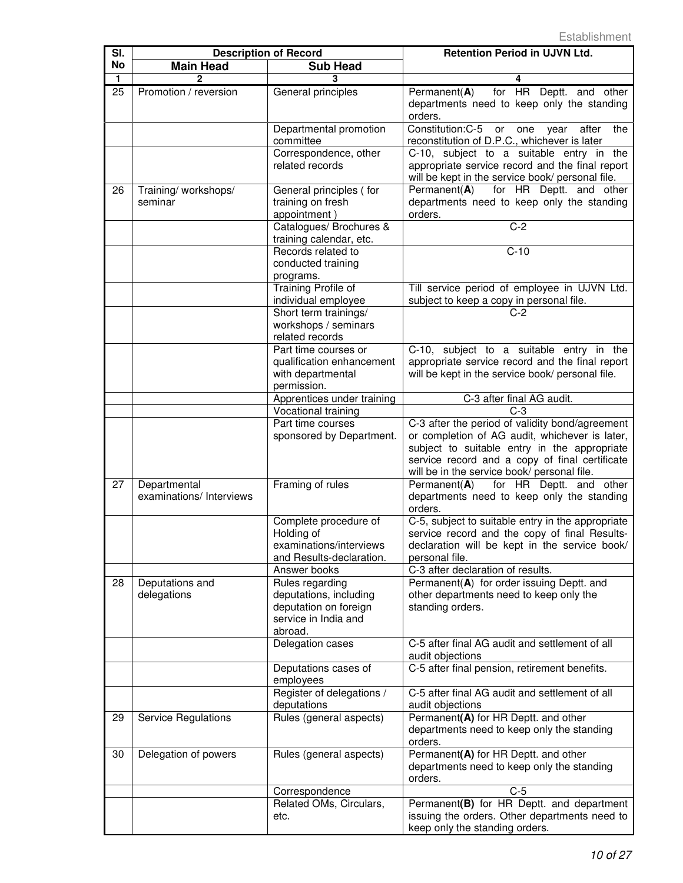| Sl. No | Description of Record | | Retention Period in UJVN Ltd. |
|---|---|---|---|
| | Main Head | Sub Head | |
| 1 | 2 | 3 | 4 |
| 25 | Promotion / reversion | General principles | Permanent(**A**) for HR Deptt. and other departments need to keep only the standing orders. |
| | | Departmental promotion committee | Constitution:C-5 or one year after the reconstitution of D.P.C., whichever is later |
| | | Correspondence, other related records | C-10, subject to a suitable entry in the appropriate service record and the final report will be kept in the service book/ personal file. |
| 26 | Training/ workshops/ seminar | General principles ( for training on fresh appointment ) | Permanent(**A**) for HR Deptt. and other departments need to keep only the standing orders. |
| | | Catalogues/ Brochures & training calendar, etc. | C-2 |
| | | Records related to conducted training programs. | C-10 |
| | | Training Profile of individual employee | Till service period of employee in UJVN Ltd. subject to keep a copy in personal file. |
| | | Short term trainings/ workshops / seminars related records | C-2 |
| | | Part time courses or qualification enhancement with departmental permission. | C-10, subject to a suitable entry in the appropriate service record and the final report will be kept in the service book/ personal file. |
| | | Apprentices under training | C-3 after final AG audit. |
| | | Vocational training | C-3 |
| | | Part time courses sponsored by Department. | C-3 after the period of validity bond/agreement or completion of AG audit, whichever is later, subject to suitable entry in the appropriate service record and a copy of final certificate will be in the service book/ personal file. |
| 27 | Departmental examinations/ Interviews | Framing of rules | Permanent(**A**) for HR Deptt. and other departments need to keep only the standing orders. |
| | | Complete procedure of Holding of examinations/interviews and Results-declaration. | C-5, subject to suitable entry in the appropriate service record and the copy of final Results-declaration will be kept in the service book/ personal file. |
| | | Answer books | C-3 after declaration of results. |
| 28 | Deputations and delegations | Rules regarding deputations, including deputation on foreign service in India and abroad. | Permanent(**A**) for order issuing Deptt. and other departments need to keep only the standing orders. |
| | | Delegation cases | C-5 after final AG audit and settlement of all audit objections |
| | | Deputations cases of employees | C-5 after final pension, retirement benefits. |
| | | Register of delegations / deputations | C-5 after final AG audit and settlement of all audit objections |
| 29 | Service Regulations | Rules (general aspects) | Permanent**(A)** for HR Deptt. and other departments need to keep only the standing orders. |
| 30 | Delegation of powers | Rules (general aspects) | Permanent**(A)** for HR Deptt. and other departments need to keep only the standing orders. |
| | | Correspondence | C-5 |
| | | Related OMs, Circulars, etc. | Permanent**(B)** for HR Deptt. and department issuing the orders. Other departments need to keep only the standing orders. |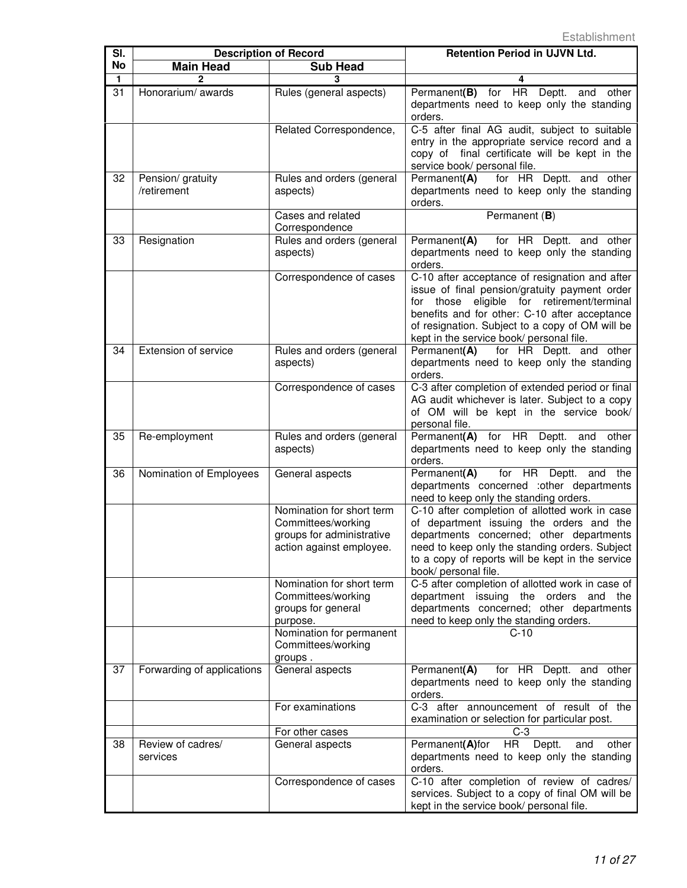| Sl. No | Description of Record | | Retention Period in UJVN Ltd. |
|---|---|---|---|
| | **Main Head** | **Sub Head** | |
| 1 | 2 | 3 | 4 |
| 31 | Honorarium/ awards | Rules (general aspects) | Permanent**(B)** for HR Deptt. and other departments need to keep only the standing orders. |
| | | Related Correspondence, | C-5 after final AG audit, subject to suitable entry in the appropriate service record and a copy of final certificate will be kept in the service book/ personal file. |
| 32 | Pension/ gratuity /retirement | Rules and orders (general aspects) | Permanent**(A)** for HR Deptt. and other departments need to keep only the standing orders. |
| | | Cases and related Correspondence | Permanent (**B**) |
| 33 | Resignation | Rules and orders (general aspects) | Permanent**(A)** for HR Deptt. and other departments need to keep only the standing orders. |
| | | Correspondence of cases | C-10 after acceptance of resignation and after issue of final pension/gratuity payment order for those eligible for retirement/terminal benefits and for other: C-10 after acceptance of resignation. Subject to a copy of OM will be kept in the service book/ personal file. |
| 34 | Extension of service | Rules and orders (general aspects) | Permanent**(A)** for HR Deptt. and other departments need to keep only the standing orders. |
| | | Correspondence of cases | C-3 after completion of extended period or final AG audit whichever is later. Subject to a copy of OM will be kept in the service book/ personal file. |
| 35 | Re-employment | Rules and orders (general aspects) | Permanent**(A)** for HR Deptt. and other departments need to keep only the standing orders. |
| 36 | Nomination of Employees | General aspects | Permanent**(A)** for HR Deptt. and the departments concerned :other departments need to keep only the standing orders. |
| | | Nomination for short term Committees/working groups for administrative action against employee. | C-10 after completion of allotted work in case of department issuing the orders and the departments concerned; other departments need to keep only the standing orders. Subject to a copy of reports will be kept in the service book/ personal file. |
| | | Nomination for short term Committees/working groups for general purpose. | C-5 after completion of allotted work in case of department issuing the orders and the departments concerned; other departments need to keep only the standing orders. |
| | | Nomination for permanent Committees/working groups . | C-10 |
| 37 | Forwarding of applications | General aspects | Permanent**(A)** for HR Deptt. and other departments need to keep only the standing orders. |
| | | For examinations | C-3 after announcement of result of the examination or selection for particular post. |
| | | For other cases | C-3 |
| 38 | Review of cadres/ services | General aspects | Permanent**(A)**for HR Deptt. and other departments need to keep only the standing orders. |
| | | Correspondence of cases | C-10 after completion of review of cadres/ services. Subject to a copy of final OM will be kept in the service book/ personal file. |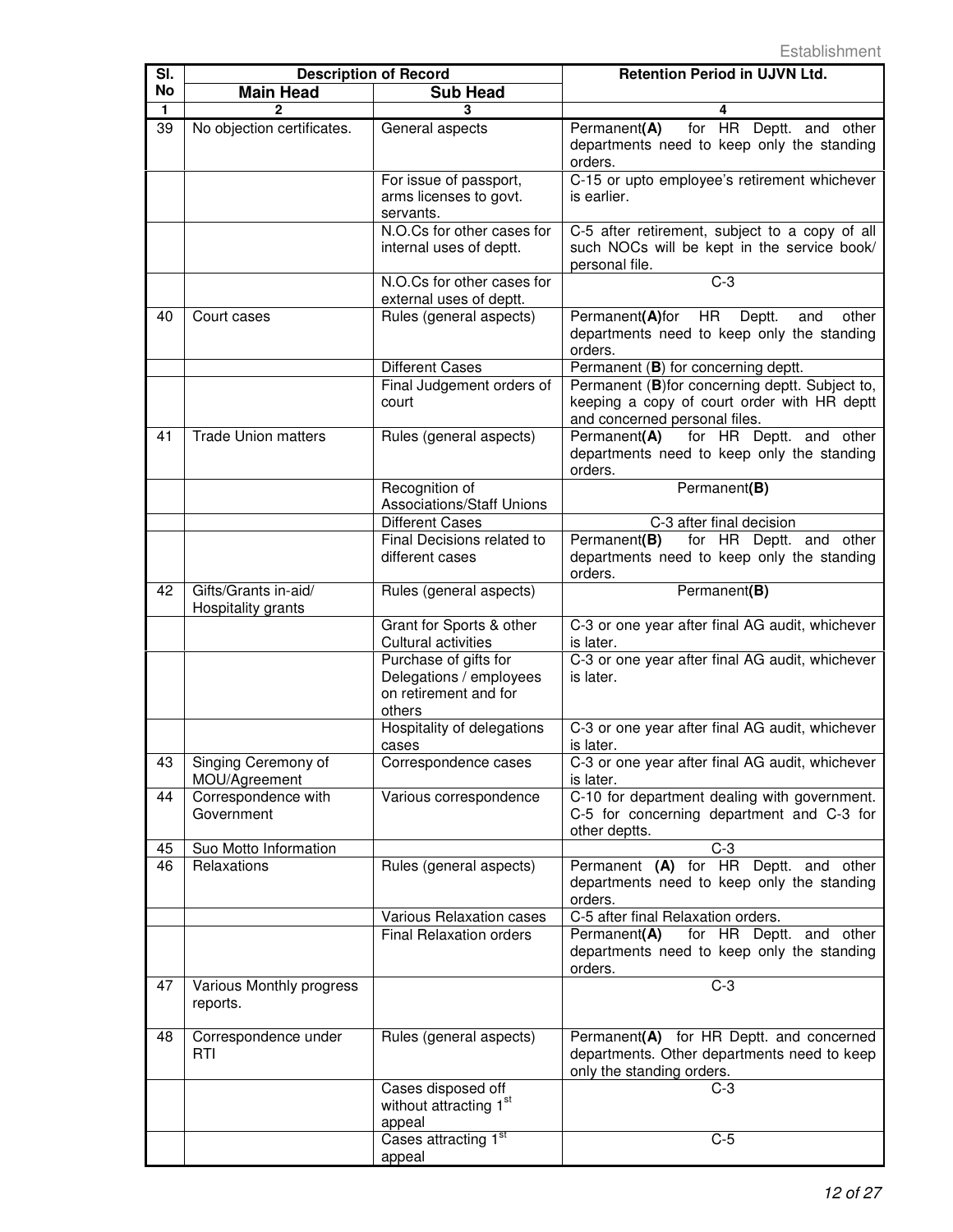| Sl. No | Description of Record | | Retention Period in UJVN Ltd. |
|---|---|---|---|
| | **Main Head** | **Sub Head** | |
| 1 | 2 | 3 | 4 |
| 39 | No objection certificates. | General aspects | Permanent**(A)** for HR Deptt. and other departments need to keep only the standing orders. |
| | | For issue of passport, arms licenses to govt. servants. | C-15 or upto employee's retirement whichever is earlier. |
| | | N.O.Cs for other cases for internal uses of deptt. | C-5 after retirement, subject to a copy of all such NOCs will be kept in the service book/ personal file. |
| | | N.O.Cs for other cases for external uses of deptt. | C-3 |
| 40 | Court cases | Rules (general aspects) | Permanent**(A)**for HR Deptt. and other departments need to keep only the standing orders. |
| | | Different Cases | Permanent (**B**) for concerning deptt. |
| | | Final Judgement orders of court | Permanent (**B**)for concerning deptt. Subject to, keeping a copy of court order with HR deptt and concerned personal files. |
| 41 | Trade Union matters | Rules (general aspects) | Permanent**(A)** for HR Deptt. and other departments need to keep only the standing orders. |
| | | Recognition of Associations/Staff Unions | Permanent**(B)** |
| | | Different Cases | C-3 after final decision |
| | | Final Decisions related to different cases | Permanent**(B)** for HR Deptt. and other departments need to keep only the standing orders. |
| 42 | Gifts/Grants in-aid/ Hospitality grants | Rules (general aspects) | Permanent**(B)** |
| | | Grant for Sports & other Cultural activities | C-3 or one year after final AG audit, whichever is later. |
| | | Purchase of gifts for Delegations / employees on retirement and for others | C-3 or one year after final AG audit, whichever is later. |
| | | Hospitality of delegations cases | C-3 or one year after final AG audit, whichever is later. |
| 43 | Singing Ceremony of MOU/Agreement | Correspondence cases | C-3 or one year after final AG audit, whichever is later. |
| 44 | Correspondence with Government | Various correspondence | C-10 for department dealing with government. C-5 for concerning department and C-3 for other deptts. |
| 45 | Suo Motto Information | | C-3 |
| 46 | Relaxations | Rules (general aspects) | Permanent **(A)** for HR Deptt. and other departments need to keep only the standing orders. |
| | | Various Relaxation cases | C-5 after final Relaxation orders. |
| | | Final Relaxation orders | Permanent**(A)** for HR Deptt. and other departments need to keep only the standing orders. |
| 47 | Various Monthly progress reports. | | C-3 |
| 48 | Correspondence under RTI | Rules (general aspects) | Permanent**(A)** for HR Deptt. and concerned departments. Other departments need to keep only the standing orders. |
| | | Cases disposed off without attracting 1st appeal | C-3 |
| | | Cases attracting 1st appeal | C-5 |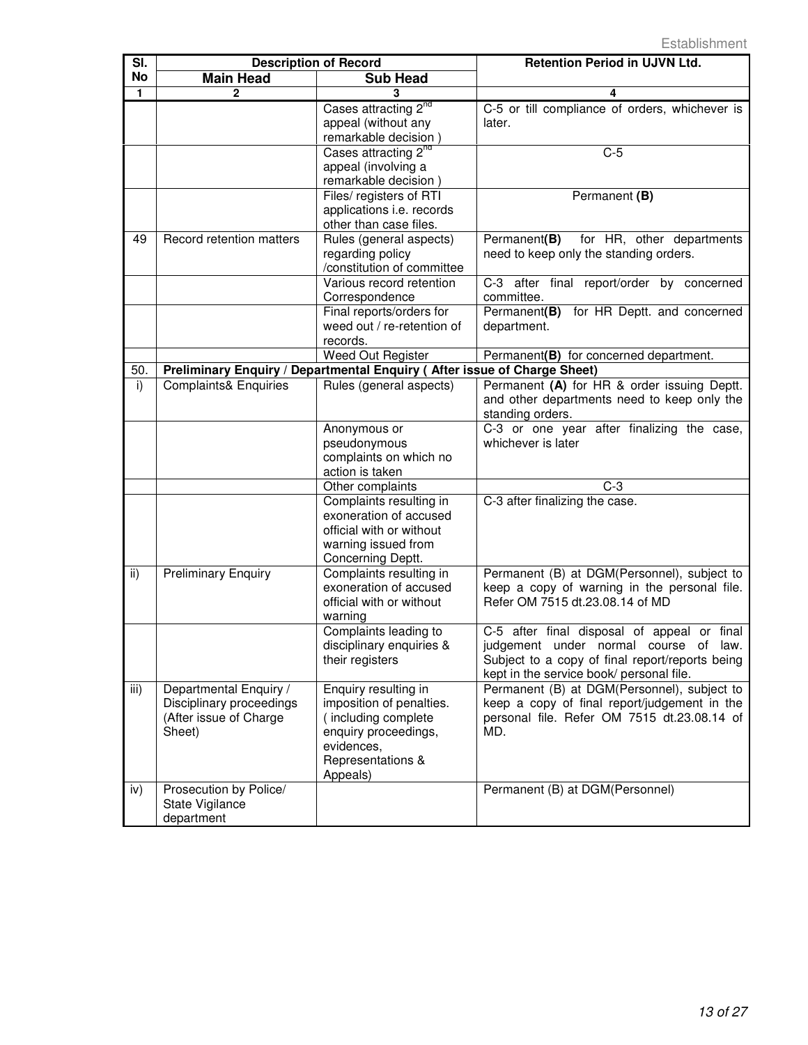| Sl. No | Description of Record | | Retention Period in UJVN Ltd. |
|---|---|---|---|
| | Main Head | Sub Head | |
| 1 | 2 | 3 | 4 |
| | | Cases attracting 2nd appeal (without any remarkable decision ) | C-5 or till compliance of orders, whichever is later. |
| | | Cases attracting 2nd appeal (involving a remarkable decision ) | C-5 |
| | | Files/ registers of RTI applications i.e. records other than case files. | Permanent **(B)** |
| 49 | Record retention matters | Rules (general aspects) regarding policy /constitution of committee | Permanent**(B)** for HR, other departments need to keep only the standing orders. |
| | | Various record retention Correspondence | C-3 after final report/order by concerned committee. |
| | | Final reports/orders for weed out / re-retention of records. | Permanent**(B)** for HR Deptt. and concerned department. |
| | | Weed Out Register | Permanent**(B)** for concerned department. |
| 50. | **Preliminary Enquiry / Departmental Enquiry ( After issue of Charge Sheet)** | | |
| i) | Complaints& Enquiries | Rules (general aspects) | Permanent **(A)** for HR & order issuing Deptt. and other departments need to keep only the standing orders. |
| | | Anonymous or pseudonymous complaints on which no action is taken | C-3 or one year after finalizing the case, whichever is later |
| | | Other complaints | C-3 |
| | | Complaints resulting in exoneration of accused official with or without warning issued from Concerning Deptt. | C-3 after finalizing the case. |
| ii) | Preliminary Enquiry | Complaints resulting in exoneration of accused official with or without warning | Permanent (B) at DGM(Personnel), subject to keep a copy of warning in the personal file. Refer OM 7515 dt.23.08.14 of MD |
| | | Complaints leading to disciplinary enquiries & their registers | C-5 after final disposal of appeal or final judgement under normal course of law. Subject to a copy of final report/reports being kept in the service book/ personal file. |
| iii) | Departmental Enquiry / Disciplinary proceedings (After issue of Charge Sheet) | Enquiry resulting in imposition of penalties. ( including complete enquiry proceedings, evidences, Representations & Appeals) | Permanent (B) at DGM(Personnel), subject to keep a copy of final report/judgement in the personal file. Refer OM 7515 dt.23.08.14 of MD. |
| iv) | Prosecution by Police/ State Vigilance department | | Permanent (B) at DGM(Personnel) |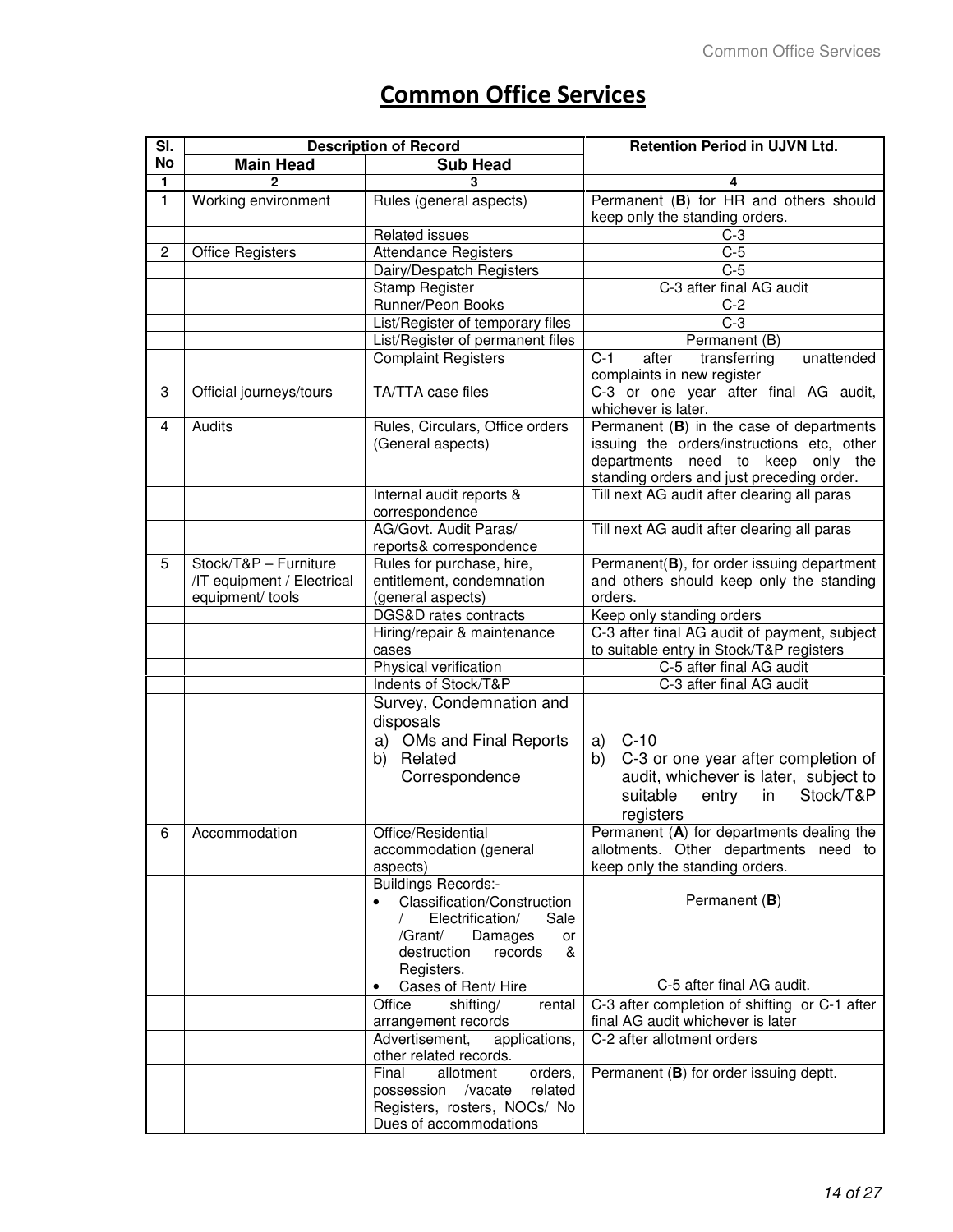# Common Office Services

| Sl. No | Description of Record | | Retention Period in UJVN Ltd. |
|---|---|---|---|
| | Main Head | Sub Head | |
| 1 | 2 | 3 | 4 |
| 1 | Working environment | Rules (general aspects) | Permanent (**B**) for HR and others should keep only the standing orders. |
| | | Related issues | C-3 |
| 2 | Office Registers | Attendance Registers | C-5 |
| | | Dairy/Despatch Registers | C-5 |
| | | Stamp Register | C-3 after final AG audit |
| | | Runner/Peon Books | C-2 |
| | | List/Register of temporary files | C-3 |
| | | List/Register of permanent files | Permanent (B) |
| | | Complaint Registers | C-1 after transferring unattended complaints in new register |
| 3 | Official journeys/tours | TA/TTA case files | C-3 or one year after final AG audit, whichever is later. |
| 4 | Audits | Rules, Circulars, Office orders (General aspects) | Permanent (**B**) in the case of departments issuing the orders/instructions etc, other departments need to keep only the standing orders and just preceding order. |
| | | Internal audit reports & correspondence | Till next AG audit after clearing all paras |
| | | AG/Govt. Audit Paras/ reports& correspondence | Till next AG audit after clearing all paras |
| 5 | Stock/T&P – Furniture /IT equipment / Electrical equipment/ tools | Rules for purchase, hire, entitlement, condemnation (general aspects) | Permanent(**B**), for order issuing department and others should keep only the standing orders. |
| | | DGS&D rates contracts | Keep only standing orders |
| | | Hiring/repair & maintenance cases | C-3 after final AG audit of payment, subject to suitable entry in Stock/T&P registers |
| | | Physical verification | C-5 after final AG audit |
| | | Indents of Stock/T&P | C-3 after final AG audit |
| | | Survey, Condemnation and disposals<br>a) OMs and Final Reports<br>b) Related Correspondence | a) C-10<br>b) C-3 or one year after completion of audit, whichever is later, subject to suitable entry in Stock/T&P registers |
| 6 | Accommodation | Office/Residential accommodation (general aspects) | Permanent (**A**) for departments dealing the allotments. Other departments need to keep only the standing orders. |
| | | Buildings Records:-<br>• Classification/Construction / Electrification/ Sale /Grant/ Damages or destruction records & Registers.<br>• Cases of Rent/ Hire | Permanent (**B**)<br><br>C-5 after final AG audit. |
| | | Office shifting/ rental arrangement records | C-3 after completion of shifting or C-1 after final AG audit whichever is later |
| | | Advertisement, applications, other related records. | C-2 after allotment orders |
| | | Final allotment orders, possession /vacate related Registers, rosters, NOCs/ No Dues of accommodations | Permanent (**B**) for order issuing deptt. |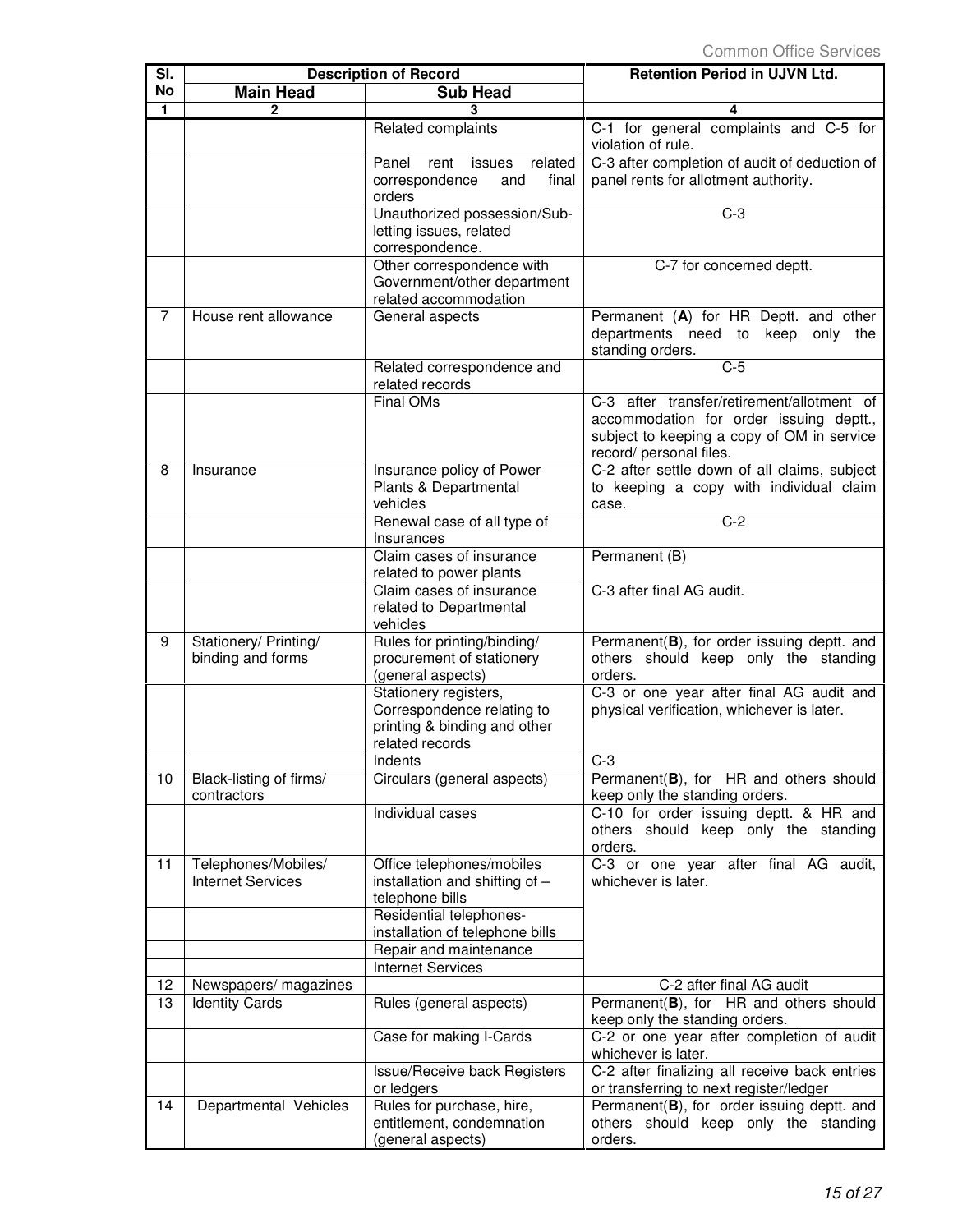| Sl. No | Description of Record | | Retention Period in UJVN Ltd. |
|---|---|---|---|
| | Main Head | Sub Head | |
| 1 | 2 | 3 | 4 |
| | | Related complaints | C-1 for general complaints and C-5 for violation of rule. |
| | | Panel rent issues related correspondence and final orders | C-3 after completion of audit of deduction of panel rents for allotment authority. |
| | | Unauthorized possession/Sub-letting issues, related correspondence. | C-3 |
| | | Other correspondence with Government/other department related accommodation | C-7 for concerned deptt. |
| 7 | House rent allowance | General aspects | Permanent (**A**) for HR Deptt. and other departments need to keep only the standing orders. |
| | | Related correspondence and related records | C-5 |
| | | Final OMs | C-3 after transfer/retirement/allotment of accommodation for order issuing deptt., subject to keeping a copy of OM in service record/ personal files. |
| 8 | Insurance | Insurance policy of Power Plants & Departmental vehicles | C-2 after settle down of all claims, subject to keeping a copy with individual claim case. |
| | | Renewal case of all type of Insurances | C-2 |
| | | Claim cases of insurance related to power plants | Permanent (B) |
| | | Claim cases of insurance related to Departmental vehicles | C-3 after final AG audit. |
| 9 | Stationery/ Printing/ binding and forms | Rules for printing/binding/ procurement of stationery (general aspects) | Permanent(**B**), for order issuing deptt. and others should keep only the standing orders. |
| | | Stationery registers, Correspondence relating to printing & binding and other related records | C-3 or one year after final AG audit and physical verification, whichever is later. |
| | | Indents | C-3 |
| 10 | Black-listing of firms/ contractors | Circulars (general aspects) | Permanent(**B**), for HR and others should keep only the standing orders. |
| | | Individual cases | C-10 for order issuing deptt. & HR and others should keep only the standing orders. |
| 11 | Telephones/Mobiles/ Internet Services | Office telephones/mobiles installation and shifting of – telephone bills | C-3 or one year after final AG audit, whichever is later. |
| | | Residential telephones-installation of telephone bills | |
| | | Repair and maintenance | |
| | | Internet Services | |
| 12 | Newspapers/ magazines | | C-2 after final AG audit |
| 13 | Identity Cards | Rules (general aspects) | Permanent(**B**), for HR and others should keep only the standing orders. |
| | | Case for making I-Cards | C-2 or one year after completion of audit whichever is later. |
| | | Issue/Receive back Registers or ledgers | C-2 after finalizing all receive back entries or transferring to next register/ledger |
| 14 | Departmental Vehicles | Rules for purchase, hire, entitlement, condemnation (general aspects) | Permanent(**B**), for order issuing deptt. and others should keep only the standing orders. |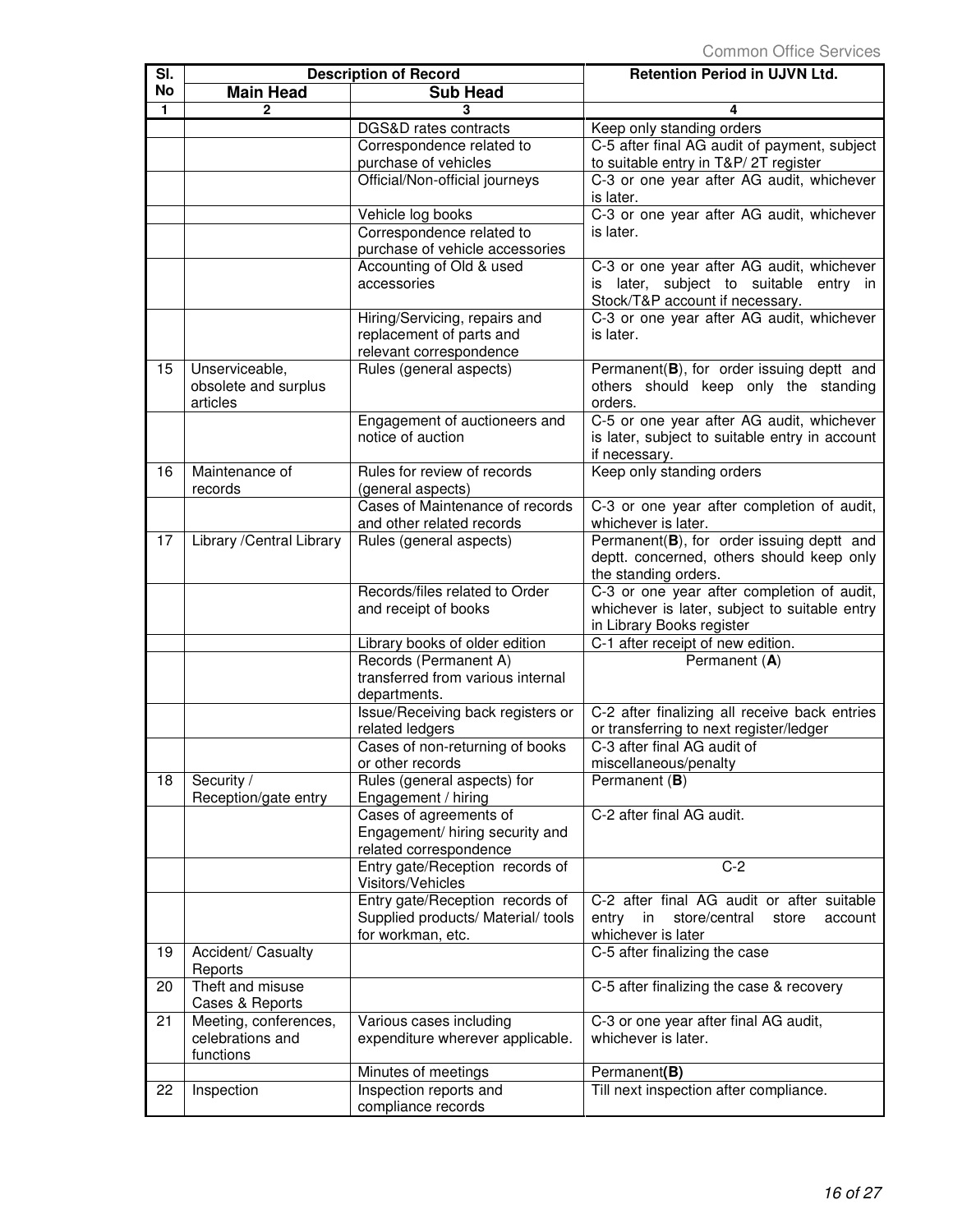| Sl. No | Description of Record | | Retention Period in UJVN Ltd. |
|---|---|---|---|
| | Main Head | Sub Head | |
| 1 | 2 | 3 | 4 |
| | | DGS&D rates contracts | Keep only standing orders |
| | | Correspondence related to purchase of vehicles | C-5 after final AG audit of payment, subject to suitable entry in T&P/ 2T register |
| | | Official/Non-official journeys | C-3 or one year after AG audit, whichever is later. |
| | | Vehicle log books | C-3 or one year after AG audit, whichever is later. |
| | | Correspondence related to purchase of vehicle accessories | |
| | | Accounting of Old & used accessories | C-3 or one year after AG audit, whichever is later, subject to suitable entry in Stock/T&P account if necessary. |
| | | Hiring/Servicing, repairs and replacement of parts and relevant correspondence | C-3 or one year after AG audit, whichever is later. |
| 15 | Unserviceable, obsolete and surplus articles | Rules (general aspects) | Permanent(**B**), for order issuing deptt and others should keep only the standing orders. |
| | | Engagement of auctioneers and notice of auction | C-5 or one year after AG audit, whichever is later, subject to suitable entry in account if necessary. |
| 16 | Maintenance of records | Rules for review of records (general aspects) | Keep only standing orders |
| | | Cases of Maintenance of records and other related records | C-3 or one year after completion of audit, whichever is later. |
| 17 | Library /Central Library | Rules (general aspects) | Permanent(**B**), for order issuing deptt and deptt. concerned, others should keep only the standing orders. |
| | | Records/files related to Order and receipt of books | C-3 or one year after completion of audit, whichever is later, subject to suitable entry in Library Books register |
| | | Library books of older edition | C-1 after receipt of new edition. |
| | | Records (Permanent A) transferred from various internal departments. | Permanent (**A**) |
| | | Issue/Receiving back registers or related ledgers | C-2 after finalizing all receive back entries or transferring to next register/ledger |
| | | Cases of non-returning of books or other records | C-3 after final AG audit of miscellaneous/penalty |
| 18 | Security / Reception/gate entry | Rules (general aspects) for Engagement / hiring | Permanent (**B**) |
| | | Cases of agreements of Engagement/ hiring security and related correspondence | C-2 after final AG audit. |
| | | Entry gate/Reception records of Visitors/Vehicles | C-2 |
| | | Entry gate/Reception records of Supplied products/ Material/ tools for workman, etc. | C-2 after final AG audit or after suitable entry in store/central store account whichever is later |
| 19 | Accident/ Casualty Reports | | C-5 after finalizing the case |
| 20 | Theft and misuse Cases & Reports | | C-5 after finalizing the case & recovery |
| 21 | Meeting, conferences, celebrations and functions | Various cases including expenditure wherever applicable. | C-3 or one year after final AG audit, whichever is later. |
| | | Minutes of meetings | Permanent**(B)** |
| 22 | Inspection | Inspection reports and compliance records | Till next inspection after compliance. |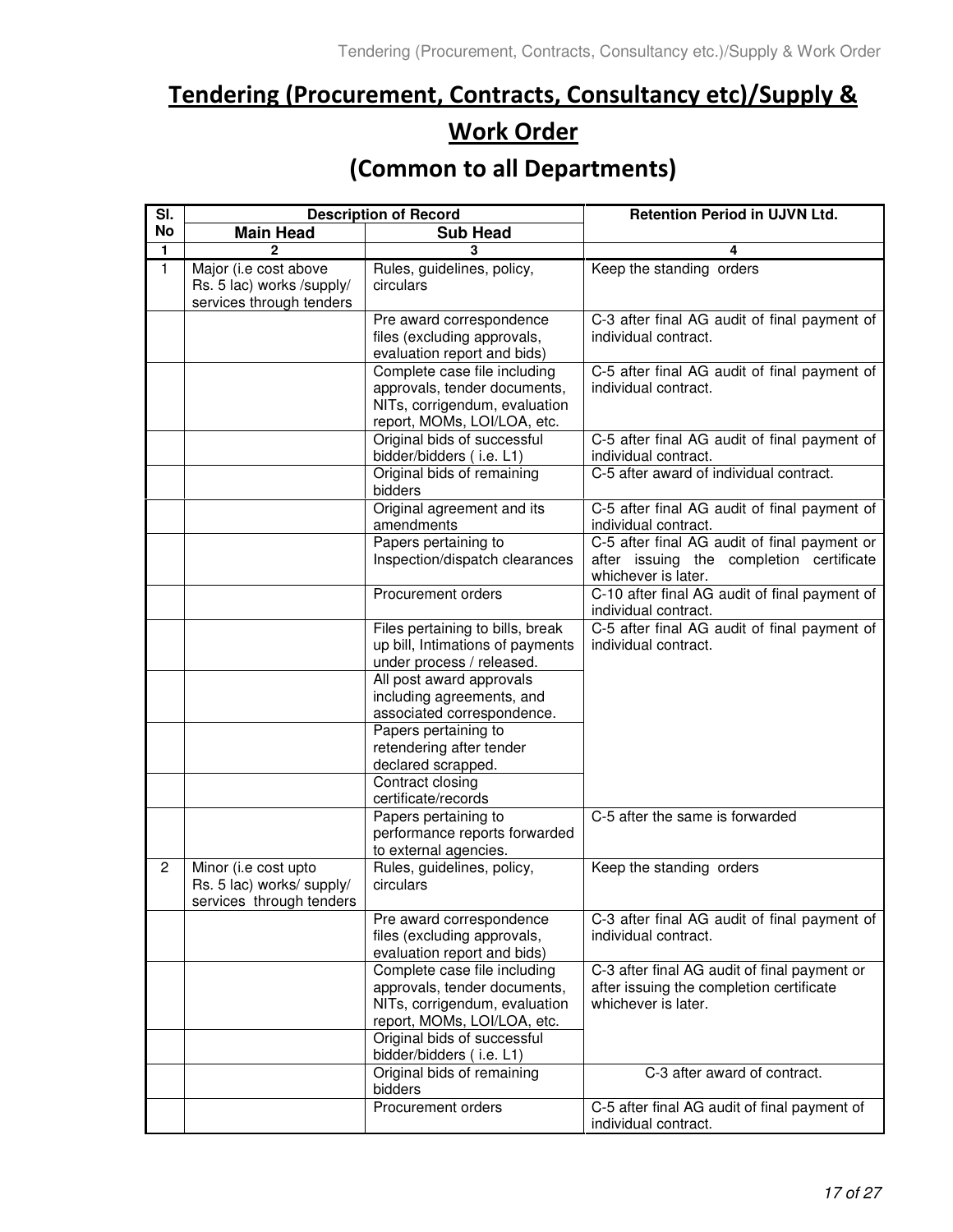# Tendering (Procurement, Contracts, Consultancy etc)/Supply & Work Order

## (Common to all Departments)

| Sl. No | Description of Record | | Retention Period in UJVN Ltd. |
|---|---|---|---|
| | Main Head | Sub Head | |
| 1 | 2 | 3 | 4 |
| 1 | Major (i.e cost above Rs. 5 lac) works /supply/ services through tenders | Rules, guidelines, policy, circulars | Keep the standing orders |
| | | Pre award correspondence files (excluding approvals, evaluation report and bids) | C-3 after final AG audit of final payment of individual contract. |
| | | Complete case file including approvals, tender documents, NITs, corrigendum, evaluation report, MOMs, LOI/LOA, etc. | C-5 after final AG audit of final payment of individual contract. |
| | | Original bids of successful bidder/bidders ( i.e. L1) | C-5 after final AG audit of final payment of individual contract. |
| | | Original bids of remaining bidders | C-5 after award of individual contract. |
| | | Original agreement and its amendments | C-5 after final AG audit of final payment of individual contract. |
| | | Papers pertaining to Inspection/dispatch clearances | C-5 after final AG audit of final payment or after issuing the completion certificate whichever is later. |
| | | Procurement orders | C-10 after final AG audit of final payment of individual contract. |
| | | Files pertaining to bills, break up bill, Intimations of payments under process / released. | C-5 after final AG audit of final payment of individual contract. |
| | | All post award approvals including agreements, and associated correspondence. | |
| | | Papers pertaining to retendering after tender declared scrapped. | |
| | | Contract closing certificate/records | |
| | | Papers pertaining to performance reports forwarded to external agencies. | C-5 after the same is forwarded |
| 2 | Minor (i.e cost upto Rs. 5 lac) works/ supply/ services through tenders | Rules, guidelines, policy, circulars | Keep the standing orders |
| | | Pre award correspondence files (excluding approvals, evaluation report and bids) | C-3 after final AG audit of final payment of individual contract. |
| | | Complete case file including approvals, tender documents, NITs, corrigendum, evaluation report, MOMs, LOI/LOA, etc. | C-3 after final AG audit of final payment or after issuing the completion certificate whichever is later. |
| | | Original bids of successful bidder/bidders ( i.e. L1) | |
| | | Original bids of remaining bidders | C-3 after award of contract. |
| | | Procurement orders | C-5 after final AG audit of final payment of individual contract. |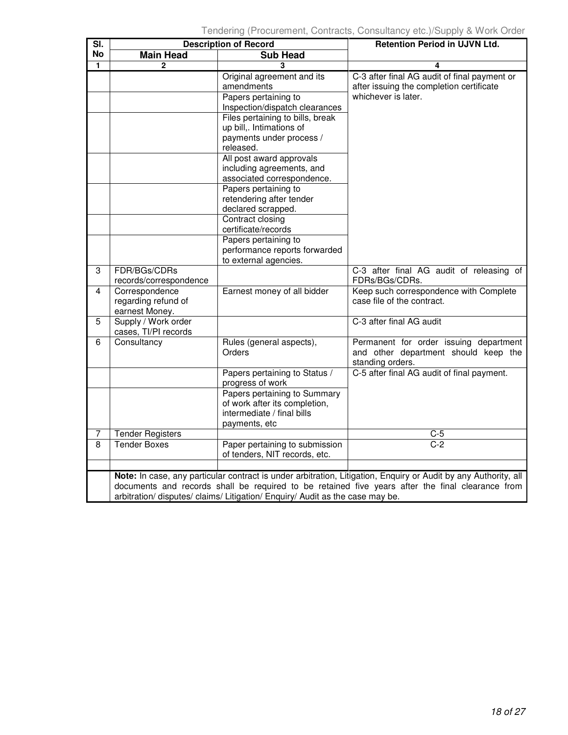| Sl. No | Description of Record | | Retention Period in UJVN Ltd. |
|---|---|---|---|
| | Main Head | Sub Head | |
| 1 | 2 | 3 | 4 |
| | | Original agreement and its amendments | C-3 after final AG audit of final payment or after issuing the completion certificate whichever is later. |
| | | Papers pertaining to Inspection/dispatch clearances | |
| | | Files pertaining to bills, break up bill,. Intimations of payments under process / released. | |
| | | All post award approvals including agreements, and associated correspondence. | |
| | | Papers pertaining to retendering after tender declared scrapped. | |
| | | Contract closing certificate/records | |
| | | Papers pertaining to performance reports forwarded to external agencies. | |
| 3 | FDR/BGs/CDRs records/correspondence | | C-3 after final AG audit of releasing of FDRs/BGs/CDRs. |
| 4 | Correspondence regarding refund of earnest Money. | Earnest money of all bidder | Keep such correspondence with Complete case file of the contract. |
| 5 | Supply / Work order cases, TI/PI records | | C-3 after final AG audit |
| 6 | Consultancy | Rules (general aspects), Orders | Permanent for order issuing department and other department should keep the standing orders. |
| | | Papers pertaining to Status / progress of work | C-5 after final AG audit of final payment. |
| | | Papers pertaining to Summary of work after its completion, intermediate / final bills payments, etc | |
| 7 | Tender Registers | | C-5 |
| 8 | Tender Boxes | Paper pertaining to submission of tenders, NIT records, etc. | C-2 |
| | | | |

**Note:** In case, any particular contract is under arbitration, Litigation, Enquiry or Audit by any Authority, all documents and records shall be required to be retained five years after the final clearance from arbitration/ disputes/ claims/ Litigation/ Enquiry/ Audit as the case may be.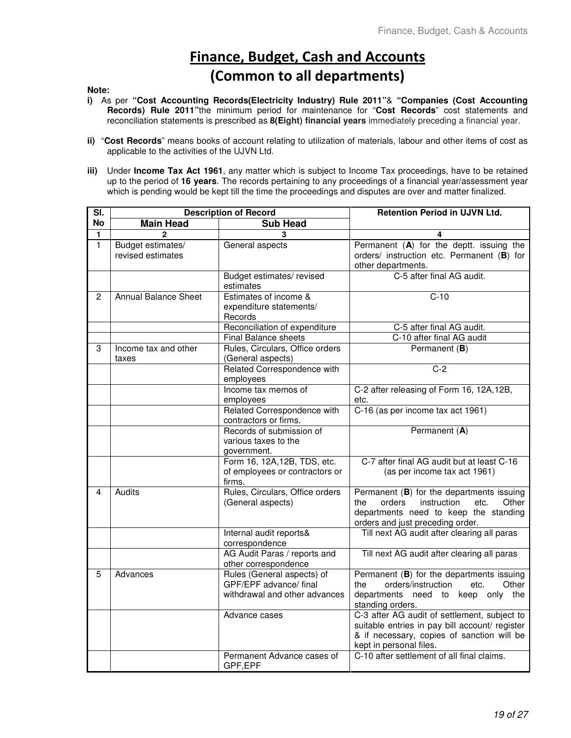# Finance, Budget, Cash and Accounts
## (Common to all departments)

**Note:**

**i)** As per **"Cost Accounting Records(Electricity Industry) Rule 2011"**& **"Companies (Cost Accounting Records) Rule 2011"**the minimum period for maintenance for "**Cost Records**" cost statements and reconciliation statements is prescribed as **8(Eight) financial years** immediately preceding a financial year.

**ii)** "**Cost Records**" means books of account relating to utilization of materials, labour and other items of cost as applicable to the activities of the UJVN Ltd.

**iii)** Under **Income Tax Act 1961**, any matter which is subject to Income Tax proceedings, have to be retained up to the period of **16 years**. The records pertaining to any proceedings of a financial year/assessment year which is pending would be kept till the time the proceedings and disputes are over and matter finalized.

| Sl. No | Description of Record | | Retention Period in UJVN Ltd. |
|---|---|---|---|
| | **Main Head** | **Sub Head** | |
| 1 | 2 | 3 | 4 |
| 1 | Budget estimates/ revised estimates | General aspects | Permanent (**A**) for the deptt. issuing the orders/ instruction etc. Permanent (**B**) for other departments. |
| | | Budget estimates/ revised estimates | C-5 after final AG audit. |
| 2 | Annual Balance Sheet | Estimates of income & expenditure statements/ Records | C-10 |
| | | Reconciliation of expenditure | C-5 after final AG audit. |
| | | Final Balance sheets | C-10 after final AG audit |
| 3 | Income tax and other taxes | Rules, Circulars, Office orders (General aspects) | Permanent (**B**) |
| | | Related Correspondence with employees | C-2 |
| | | Income tax memos of employees | C-2 after releasing of Form 16, 12A,12B, etc. |
| | | Related Correspondence with contractors or firms. | C-16 (as per income tax act 1961) |
| | | Records of submission of various taxes to the government. | Permanent (**A**) |
| | | Form 16, 12A,12B, TDS, etc. of employees or contractors or firms. | C-7 after final AG audit but at least C-16 (as per income tax act 1961) |
| 4 | Audits | Rules, Circulars, Office orders (General aspects) | Permanent (**B**) for the departments issuing the orders instruction etc. Other departments need to keep the standing orders and just preceding order. |
| | | Internal audit reports& correspondence | Till next AG audit after clearing all paras |
| | | AG Audit Paras / reports and other correspondence | Till next AG audit after clearing all paras |
| 5 | Advances | Rules (General aspects) of GPF/EPF advance/ final withdrawal and other advances | Permanent (**B**) for the departments issuing the orders/instruction etc. Other departments need to keep only the standing orders. |
| | | Advance cases | C-3 after AG audit of settlement, subject to suitable entries in pay bill account/ register & if necessary, copies of sanction will be kept in personal files. |
| | | Permanent Advance cases of GPF,EPF | C-10 after settlement of all final claims. |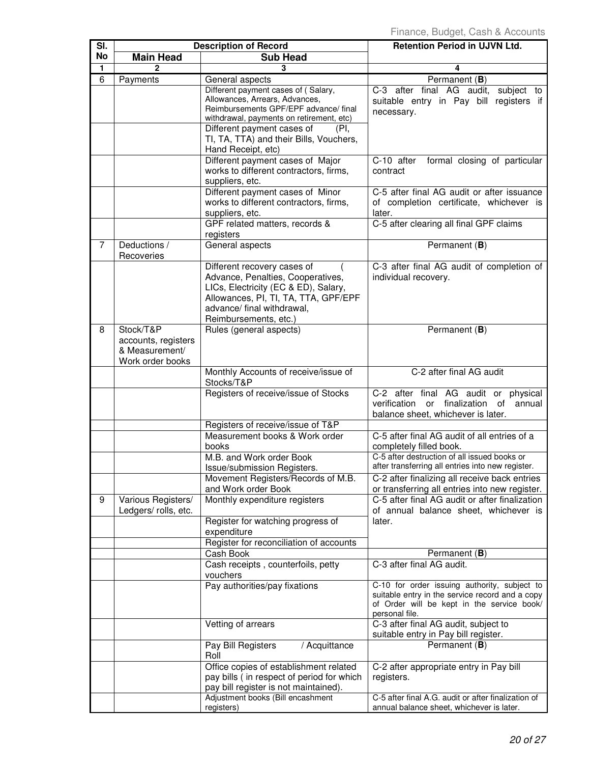| Sl. No | Description of Record | | Retention Period in UJVN Ltd. |
|---|---|---|---|
| | **Main Head** | **Sub Head** | |
| **1** | **2** | **3** | **4** |
| 6 | Payments | General aspects | Permanent (**B**) |
| | | Different payment cases of ( Salary, Allowances, Arrears, Advances, Reimbursements GPF/EPF advance/ final withdrawal, payments on retirement, etc) | C-3 after final AG audit, subject to suitable entry in Pay bill registers if necessary. |
| | | Different payment cases of (PI, TI, TA, TTA) and their Bills, Vouchers, Hand Receipt, etc) | |
| | | Different payment cases of Major works to different contractors, firms, suppliers, etc. | C-10 after formal closing of particular contract |
| | | Different payment cases of Minor works to different contractors, firms, suppliers, etc. | C-5 after final AG audit or after issuance of completion certificate, whichever is later. |
| | | GPF related matters, records & registers | C-5 after clearing all final GPF claims |
| 7 | Deductions / Recoveries | General aspects | Permanent (**B**) |
| | | Different recovery cases of ( Advance, Penalties, Cooperatives, LICs, Electricity (EC & ED), Salary, Allowances, PI, TI, TA, TTA, GPF/EPF advance/ final withdrawal, Reimbursements, etc.) | C-3 after final AG audit of completion of individual recovery. |
| 8 | Stock/T&P accounts, registers & Measurement/ Work order books | Rules (general aspects) | Permanent (**B**) |
| | | Monthly Accounts of receive/issue of Stocks/T&P | C-2 after final AG audit |
| | | Registers of receive/issue of Stocks | C-2 after final AG audit or physical verification or finalization of annual balance sheet, whichever is later. |
| | | Registers of receive/issue of T&P | |
| | | Measurement books & Work order books | C-5 after final AG audit of all entries of a completely filled book. |
| | | M.B. and Work order Book Issue/submission Registers. | C-5 after destruction of all issued books or after transferring all entries into new register. |
| | | Movement Registers/Records of M.B. and Work order Book | C-2 after finalizing all receive back entries or transferring all entries into new register. |
| 9 | Various Registers/ Ledgers/ rolls, etc. | Monthly expenditure registers | C-5 after final AG audit or after finalization of annual balance sheet, whichever is later. |
| | | Register for watching progress of expenditure | |
| | | Register for reconciliation of accounts | |
| | | Cash Book | Permanent (**B**) |
| | | Cash receipts , counterfoils, petty vouchers | C-3 after final AG audit. |
| | | Pay authorities/pay fixations | C-10 for order issuing authority, subject to suitable entry in the service record and a copy of Order will be kept in the service book/ personal file. |
| | | Vetting of arrears | C-3 after final AG audit, subject to suitable entry in Pay bill register. |
| | | Pay Bill Registers / Acquittance Roll | Permanent (**B**) |
| | | Office copies of establishment related pay bills ( in respect of period for which pay bill register is not maintained). | C-2 after appropriate entry in Pay bill registers. |
| | | Adjustment books (Bill encashment registers) | C-5 after final A.G. audit or after finalization of annual balance sheet, whichever is later. |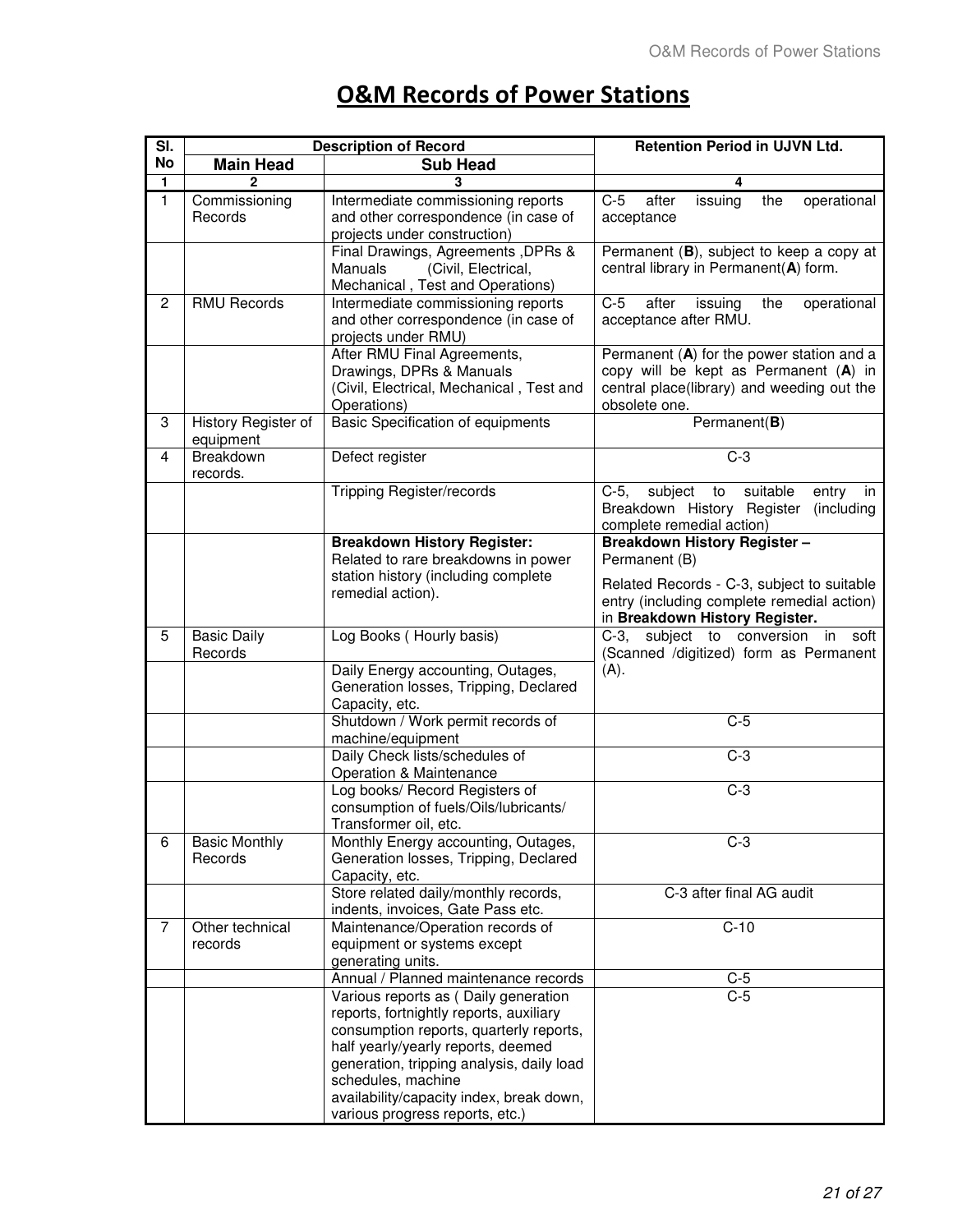# O&M Records of Power Stations

| Sl. No | Description of Record | | Retention Period in UJVN Ltd. |
|---|---|---|---|
| | **Main Head** | **Sub Head** | |
| 1 | 2 | 3 | 4 |
| 1 | Commissioning Records | Intermediate commissioning reports and other correspondence (in case of projects under construction) | C-5 after issuing the operational acceptance |
| | | Final Drawings, Agreements ,DPRs & Manuals (Civil, Electrical, Mechanical , Test and Operations) | Permanent (**B**), subject to keep a copy at central library in Permanent(**A**) form. |
| 2 | RMU Records | Intermediate commissioning reports and other correspondence (in case of projects under RMU) | C-5 after issuing the operational acceptance after RMU. |
| | | After RMU Final Agreements, Drawings, DPRs & Manuals (Civil, Electrical, Mechanical , Test and Operations) | Permanent (**A**) for the power station and a copy will be kept as Permanent (**A**) in central place(library) and weeding out the obsolete one. |
| 3 | History Register of equipment | Basic Specification of equipments | Permanent(**B**) |
| 4 | Breakdown records. | Defect register | C-3 |
| | | Tripping Register/records | C-5, subject to suitable entry in Breakdown History Register (including complete remedial action) |
| | | **Breakdown History Register:** Related to rare breakdowns in power station history (including complete remedial action). | **Breakdown History Register –** Permanent (B)<br><br>Related Records - C-3, subject to suitable entry (including complete remedial action) in **Breakdown History Register.** |
| 5 | Basic Daily Records | Log Books ( Hourly basis) | C-3, subject to conversion in soft (Scanned /digitized) form as Permanent (A). |
| | | Daily Energy accounting, Outages, Generation losses, Tripping, Declared Capacity, etc. | |
| | | Shutdown / Work permit records of machine/equipment | C-5 |
| | | Daily Check lists/schedules of Operation & Maintenance | C-3 |
| | | Log books/ Record Registers of consumption of fuels/Oils/lubricants/ Transformer oil, etc. | C-3 |
| 6 | Basic Monthly Records | Monthly Energy accounting, Outages, Generation losses, Tripping, Declared Capacity, etc. | C-3 |
| | | Store related daily/monthly records, indents, invoices, Gate Pass etc. | C-3 after final AG audit |
| 7 | Other technical records | Maintenance/Operation records of equipment or systems except generating units. | C-10 |
| | | Annual / Planned maintenance records | C-5 |
| | | Various reports as ( Daily generation reports, fortnightly reports, auxiliary consumption reports, quarterly reports, half yearly/yearly reports, deemed generation, tripping analysis, daily load schedules, machine availability/capacity index, break down, various progress reports, etc.) | C-5 |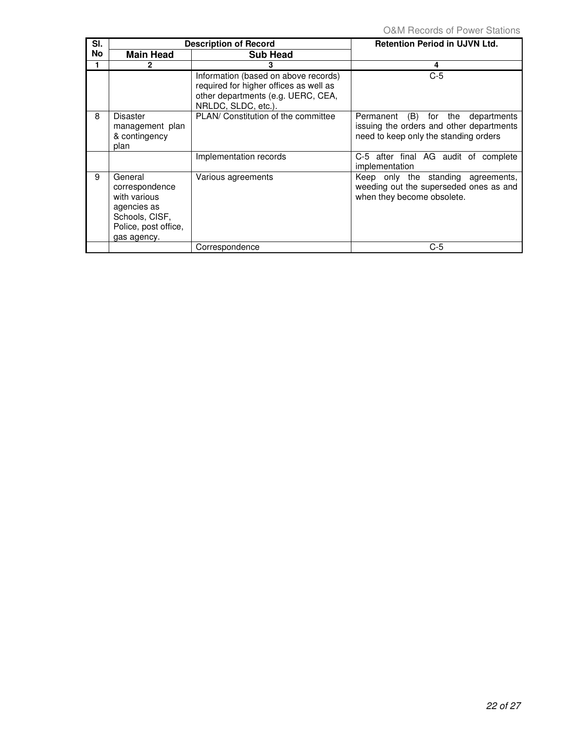| Sl. No | Description of Record | | Retention Period in UJVN Ltd. |
|---|---|---|---|
| | **Main Head** | **Sub Head** | |
| **1** | **2** | **3** | **4** |
| | | Information (based on above records) required for higher offices as well as other departments (e.g. UERC, CEA, NRLDC, SLDC, etc.). | C-5 |
| 8 | Disaster management plan & contingency plan | PLAN/ Constitution of the committee | Permanent (B) for the departments issuing the orders and other departments need to keep only the standing orders |
| | | Implementation records | C-5 after final AG audit of complete implementation |
| 9 | General correspondence with various agencies as Schools, CISF, Police, post office, gas agency. | Various agreements | Keep only the standing agreements, weeding out the superseded ones as and when they become obsolete. |
| | | Correspondence | C-5 |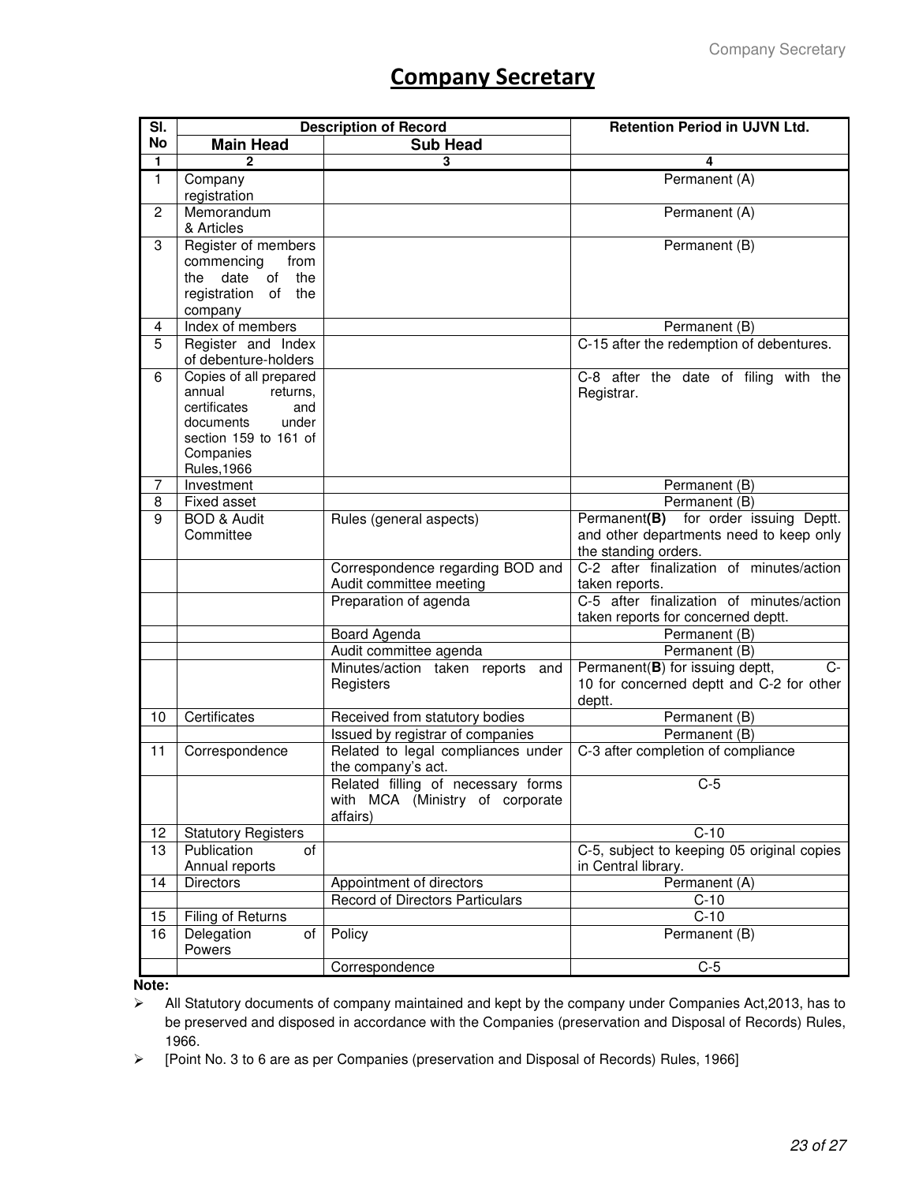# Company Secretary

| Sl. No | Description of Record | | Retention Period in UJVN Ltd. |
|---|---|---|---|
| | Main Head | Sub Head | |
| 1 | 2 | 3 | 4 |
| 1 | Company registration | | Permanent (A) |
| 2 | Memorandum & Articles | | Permanent (A) |
| 3 | Register of members commencing from the date of the registration of the company | | Permanent (B) |
| 4 | Index of members | | Permanent (B) |
| 5 | Register and Index of debenture-holders | | C-15 after the redemption of debentures. |
| 6 | Copies of all prepared annual returns, certificates and documents under section 159 to 161 of Companies Rules,1966 | | C-8 after the date of filing with the Registrar. |
| 7 | Investment | | Permanent (B) |
| 8 | Fixed asset | | Permanent (B) |
| 9 | BOD & Audit Committee | Rules (general aspects) | Permanent**(B)** for order issuing Deptt. and other departments need to keep only the standing orders. |
| | | Correspondence regarding BOD and Audit committee meeting | C-2 after finalization of minutes/action taken reports. |
| | | Preparation of agenda | C-5 after finalization of minutes/action taken reports for concerned deptt. |
| | | Board Agenda | Permanent (B) |
| | | Audit committee agenda | Permanent (B) |
| | | Minutes/action taken reports and Registers | Permanent(**B**) for issuing deptt, C-10 for concerned deptt and C-2 for other deptt. |
| 10 | Certificates | Received from statutory bodies | Permanent (B) |
| | | Issued by registrar of companies | Permanent (B) |
| 11 | Correspondence | Related to legal compliances under the company's act. | C-3 after completion of compliance |
| | | Related filling of necessary forms with MCA (Ministry of corporate affairs) | C-5 |
| 12 | Statutory Registers | | C-10 |
| 13 | Publication of Annual reports | | C-5, subject to keeping 05 original copies in Central library. |
| 14 | Directors | Appointment of directors | Permanent (A) |
| | | Record of Directors Particulars | C-10 |
| 15 | Filing of Returns | | C-10 |
| 16 | Delegation of Powers | Policy | Permanent (B) |
| | | Correspondence | C-5 |

**Note:**

- All Statutory documents of company maintained and kept by the company under Companies Act,2013, has to be preserved and disposed in accordance with the Companies (preservation and Disposal of Records) Rules, 1966.
- [Point No. 3 to 6 are as per Companies (preservation and Disposal of Records) Rules, 1966]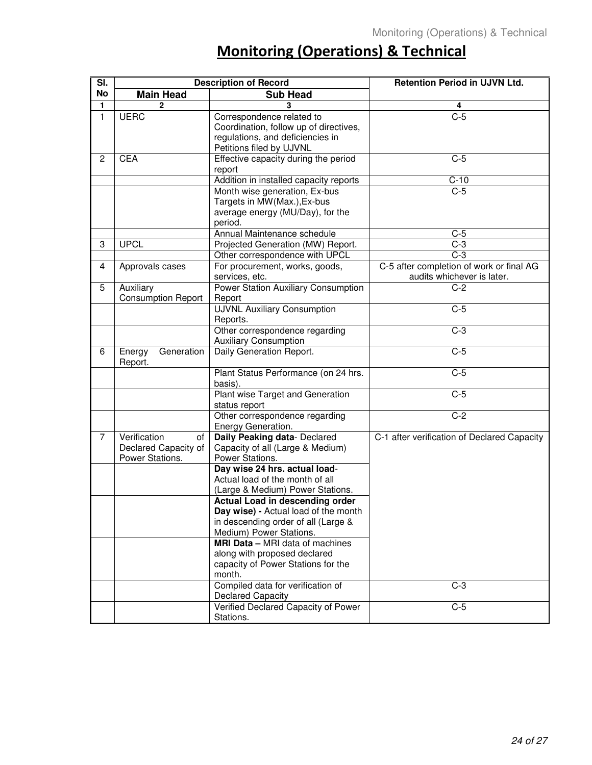# Monitoring (Operations) & Technical

| Sl. No | Description of Record | | Retention Period in UJVN Ltd. |
|---|---|---|---|
| | Main Head | Sub Head | |
| 1 | 2 | 3 | 4 |
| 1 | UERC | Correspondence related to Coordination, follow up of directives, regulations, and deficiencies in Petitions filed by UJVNL | C-5 |
| 2 | CEA | Effective capacity during the period report | C-5 |
| | | Addition in installed capacity reports | C-10 |
| | | Month wise generation, Ex-bus Targets in MW(Max.),Ex-bus average energy (MU/Day), for the period. | C-5 |
| | | Annual Maintenance schedule | C-5 |
| 3 | UPCL | Projected Generation (MW) Report. | C-3 |
| | | Other correspondence with UPCL | C-3 |
| 4 | Approvals cases | For procurement, works, goods, services, etc. | C-5 after completion of work or final AG audits whichever is later. |
| 5 | Auxiliary Consumption Report | Power Station Auxiliary Consumption Report | C-2 |
| | | UJVNL Auxiliary Consumption Reports. | C-5 |
| | | Other correspondence regarding Auxiliary Consumption | C-3 |
| 6 | Energy Generation Report. | Daily Generation Report. | C-5 |
| | | Plant Status Performance (on 24 hrs. basis). | C-5 |
| | | Plant wise Target and Generation status report | C-5 |
| | | Other correspondence regarding Energy Generation. | C-2 |
| 7 | Verification of Declared Capacity of Power Stations. | **Daily Peaking data**- Declared Capacity of all (Large & Medium) Power Stations. | C-1 after verification of Declared Capacity |
| | | **Day wise 24 hrs. actual load**- Actual load of the month of all (Large & Medium) Power Stations. | |
| | | **Actual Load in descending order Day wise) -** Actual load of the month in descending order of all (Large & Medium) Power Stations. | |
| | | **MRI Data –** MRI data of machines along with proposed declared capacity of Power Stations for the month. | |
| | | Compiled data for verification of Declared Capacity | C-3 |
| | | Verified Declared Capacity of Power Stations. | C-5 |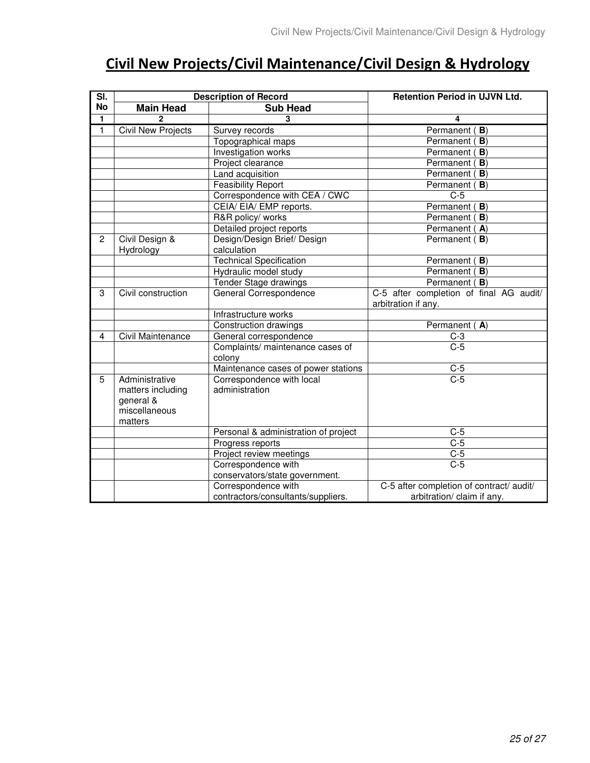# Civil New Projects/Civil Maintenance/Civil Design & Hydrology

| Sl. No | Description of Record | | Retention Period in UJVN Ltd. |
|---|---|---|---|
| | Main Head | Sub Head | |
| 1 | 2 | 3 | 4 |
| 1 | Civil New Projects | Survey records | Permanent ( **B**) |
| | | Topographical maps | Permanent ( **B**) |
| | | Investigation works | Permanent ( **B**) |
| | | Project clearance | Permanent ( **B**) |
| | | Land acquisition | Permanent ( **B**) |
| | | Feasibility Report | Permanent ( **B**) |
| | | Correspondence with CEA / CWC | C-5 |
| | | CEIA/ EIA/ EMP reports. | Permanent ( **B**) |
| | | R&R policy/ works | Permanent ( **B**) |
| | | Detailed project reports | Permanent ( **A**) |
| 2 | Civil Design & Hydrology | Design/Design Brief/ Design calculation | Permanent ( **B**) |
| | | Technical Specification | Permanent ( **B**) |
| | | Hydraulic model study | Permanent ( **B**) |
| | | Tender Stage drawings | Permanent ( **B**) |
| 3 | Civil construction | General Correspondence | C-5 after completion of final AG audit/ arbitration if any. |
| | | Infrastructure works | |
| | | Construction drawings | Permanent ( **A**) |
| 4 | Civil Maintenance | General correspondence | C-3 |
| | | Complaints/ maintenance cases of colony | C-5 |
| | | Maintenance cases of power stations | C-5 |
| 5 | Administrative matters including general & miscellaneous matters | Correspondence with local administration | C-5 |
| | | Personal & administration of project | C-5 |
| | | Progress reports | C-5 |
| | | Project review meetings | C-5 |
| | | Correspondence with conservators/state government. | C-5 |
| | | Correspondence with contractors/consultants/suppliers. | C-5 after completion of contract/ audit/ arbitration/ claim if any. |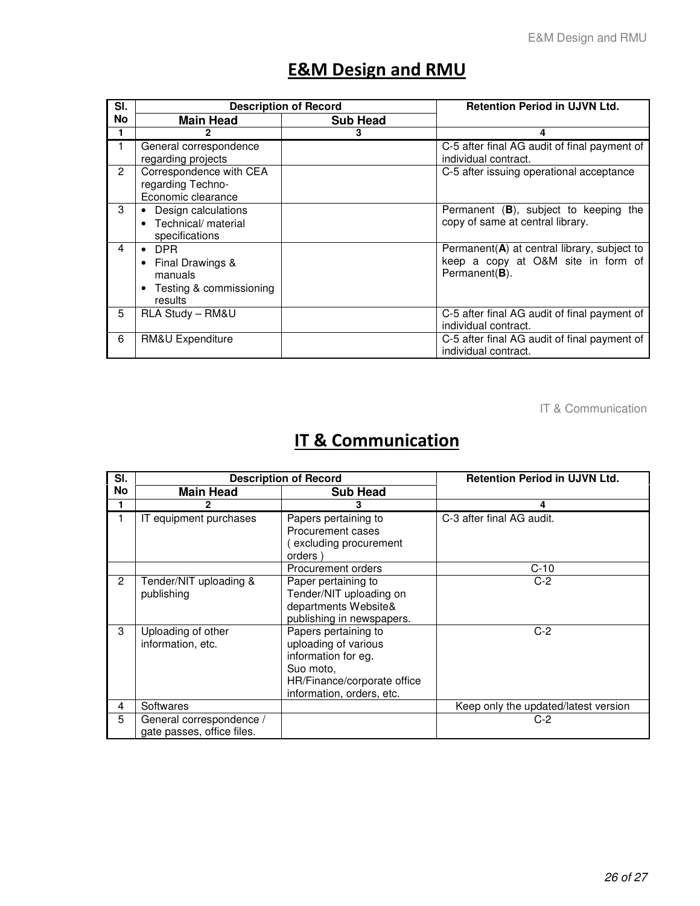# E&M Design and RMU

| Sl. No | Description of Record | | Retention Period in UJVN Ltd. |
|---|---|---|---|
| | Main Head | Sub Head | |
| 1 | 2 | 3 | 4 |
| 1 | General correspondence regarding projects | | C-5 after final AG audit of final payment of individual contract. |
| 2 | Correspondence with CEA regarding Techno-Economic clearance | | C-5 after issuing operational acceptance |
| 3 | • Design calculations<br>• Technical/ material specifications | | Permanent (**B**), subject to keeping the copy of same at central library. |
| 4 | • DPR<br>• Final Drawings & manuals<br>• Testing & commissioning results | | Permanent(**A**) at central library, subject to keep a copy at O&M site in form of Permanent(**B**). |
| 5 | RLA Study – RM&U | | C-5 after final AG audit of final payment of individual contract. |
| 6 | RM&U Expenditure | | C-5 after final AG audit of final payment of individual contract. |

# IT & Communication

| Sl. No | Description of Record | | Retention Period in UJVN Ltd. |
|---|---|---|---|
| | Main Head | Sub Head | |
| 1 | 2 | 3 | 4 |
| 1 | IT equipment purchases | Papers pertaining to Procurement cases ( excluding procurement orders ) | C-3 after final AG audit. |
| | | Procurement orders | C-10 |
| 2 | Tender/NIT uploading & publishing | Paper pertaining to Tender/NIT uploading on departments Website& publishing in newspapers. | C-2 |
| 3 | Uploading of other information, etc. | Papers pertaining to uploading of various information for eg. Suo moto, HR/Finance/corporate office information, orders, etc. | C-2 |
| 4 | Softwares | | Keep only the updated/latest version |
| 5 | General correspondence / gate passes, office files. | | C-2 |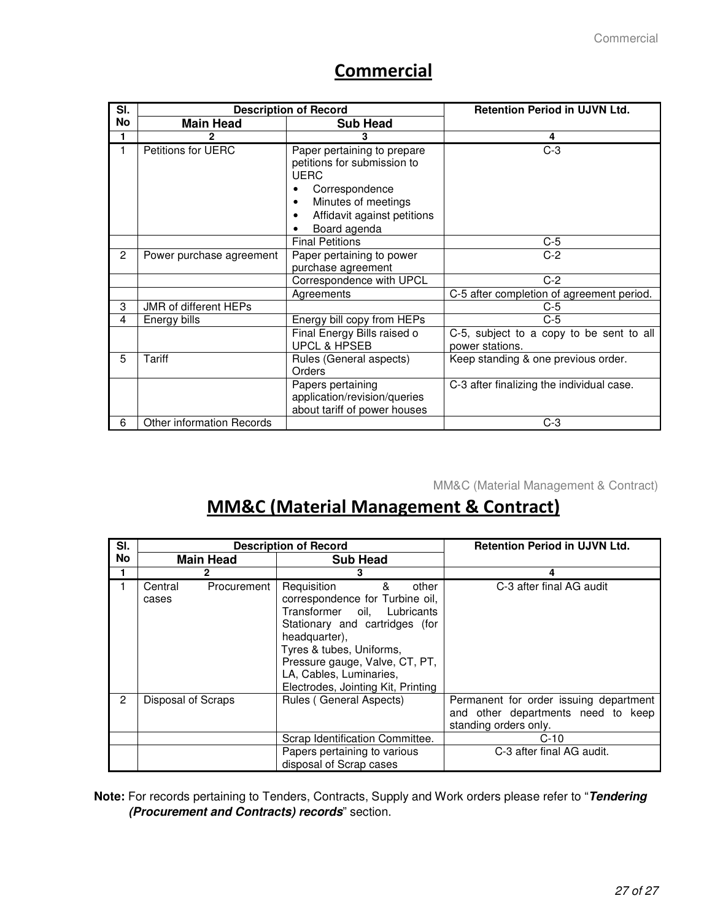# Commercial

| Sl. No | Description of Record | | Retention Period in UJVN Ltd. |
|---|---|---|---|
| | Main Head | Sub Head | |
| 1 | 2 | 3 | 4 |
| 1 | Petitions for UERC | Paper pertaining to prepare petitions for submission to UERC<br>• Correspondence<br>• Minutes of meetings<br>• Affidavit against petitions<br>• Board agenda | C-3 |
| | | Final Petitions | C-5 |
| 2 | Power purchase agreement | Paper pertaining to power purchase agreement | C-2 |
| | | Correspondence with UPCL | C-2 |
| | | Agreements | C-5 after completion of agreement period. |
| 3 | JMR of different HEPs | | C-5 |
| 4 | Energy bills | Energy bill copy from HEPs | C-5 |
| | | Final Energy Bills raised o UPCL & HPSEB | C-5, subject to a copy to be sent to all power stations. |
| 5 | Tariff | Rules (General aspects) Orders | Keep standing & one previous order. |
| | | Papers pertaining application/revision/queries about tariff of power houses | C-3 after finalizing the individual case. |
| 6 | Other information Records | | C-3 |

# MM&C (Material Management & Contract)

| Sl. No | Description of Record | | Retention Period in UJVN Ltd. |
|---|---|---|---|
| | Main Head | Sub Head | |
| 1 | 2 | 3 | 4 |
| 1 | Central Procurement cases | Requisition & other correspondence for Turbine oil, Transformer oil, Lubricants Stationary and cartridges (for headquarter), Tyres & tubes, Uniforms, Pressure gauge, Valve, CT, PT, LA, Cables, Luminaries, Electrodes, Jointing Kit, Printing | C-3 after final AG audit |
| 2 | Disposal of Scraps | Rules ( General Aspects) | Permanent for order issuing department and other departments need to keep standing orders only. |
| | | Scrap Identification Committee. | C-10 |
| | | Papers pertaining to various disposal of Scrap cases | C-3 after final AG audit. |

**Note:** For records pertaining to Tenders, Contracts, Supply and Work orders please refer to "***Tendering (Procurement and Contracts) records***" section.